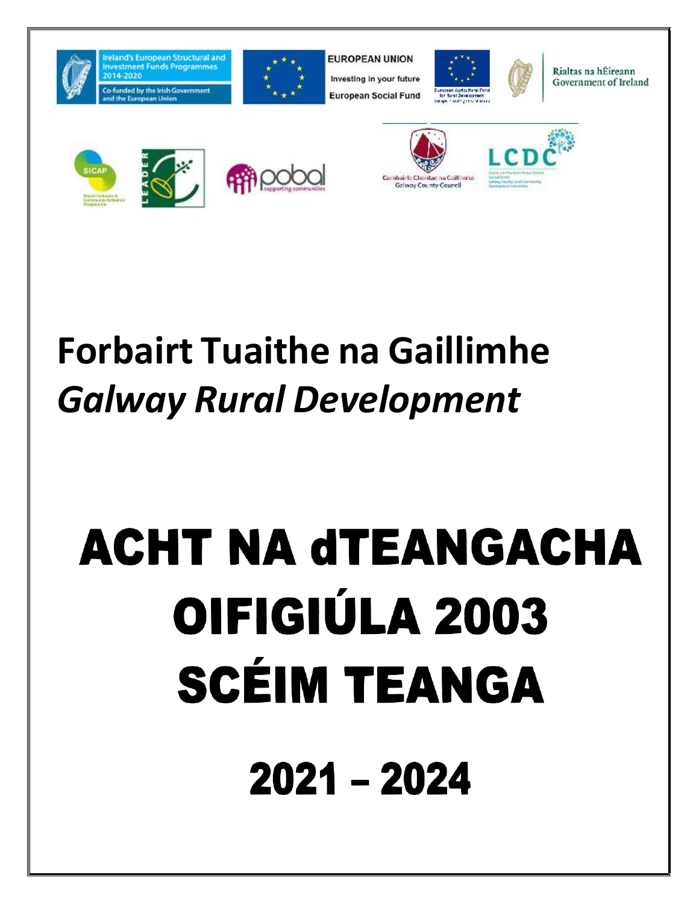# Forbairt Tuaithe na Gaillimhe

## *Galway Rural Development*

# ACHT NA dTEANGACHA OIFIGIÚLA 2003 SCÉIM TEANGA

# 2021 – 2024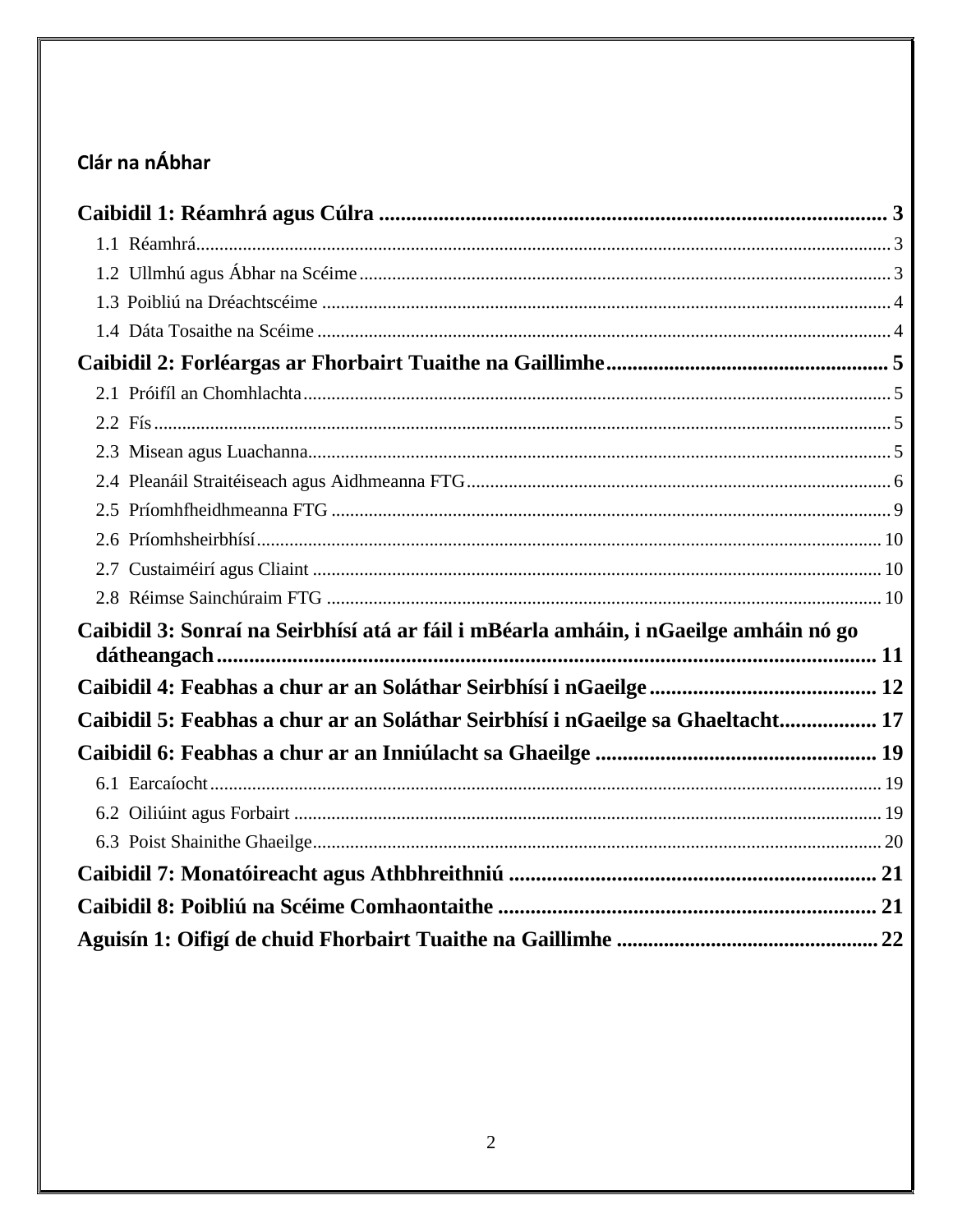## Clár na nÁbhar

**Caibidil 1: Réamhrá agus Cúlra** .......... 3

- 1.1 Réamhrá .......... 3
- 1.2 Ullmhú agus Ábhar na Scéime .......... 3
- 1.3 Poibliú na Dréachtscéime .......... 4
- 1.4 Dáta Tosaithe na Scéime .......... 4

**Caibidil 2: Forléargas ar Fhorbairt Tuaithe na Gaillimhe** .......... 5

- 2.1 Próifíl an Chomhlachta .......... 5
- 2.2 Fís .......... 5
- 2.3 Misean agus Luachanna .......... 5
- 2.4 Pleanáil Straitéiseach agus Aidhmeanna FTG .......... 6
- 2.5 Príomhfheidhmeanna FTG .......... 9
- 2.6 Príomhsheirbhísí .......... 10
- 2.7 Custaiméirí agus Cliaint .......... 10
- 2.8 Réimse Sainchúraim FTG .......... 10

**Caibidil 3: Sonraí na Seirbhísí atá ar fáil i mBéarla amháin, i nGaeilge amháin nó go dátheangach** .......... 11

**Caibidil 4: Feabhas a chur ar an Soláthar Seirbhísí i nGaeilge** .......... 12

**Caibidil 5: Feabhas a chur ar an Soláthar Seirbhísí i nGaeilge sa Ghaeltacht** .......... 17

**Caibidil 6: Feabhas a chur ar an Inniúlacht sa Ghaeilge** .......... 19

- 6.1 Earcaíocht .......... 19
- 6.2 Oiliúint agus Forbairt .......... 19
- 6.3 Poist Shainithe Ghaeilge .......... 20

**Caibidil 7: Monatóireacht agus Athbhreithniú** .......... 21

**Caibidil 8: Poibliú na Scéime Comhaontaithe** .......... 21

**Aguisín 1: Oifigí de chuid Fhorbairt Tuaithe na Gaillimhe** .......... 22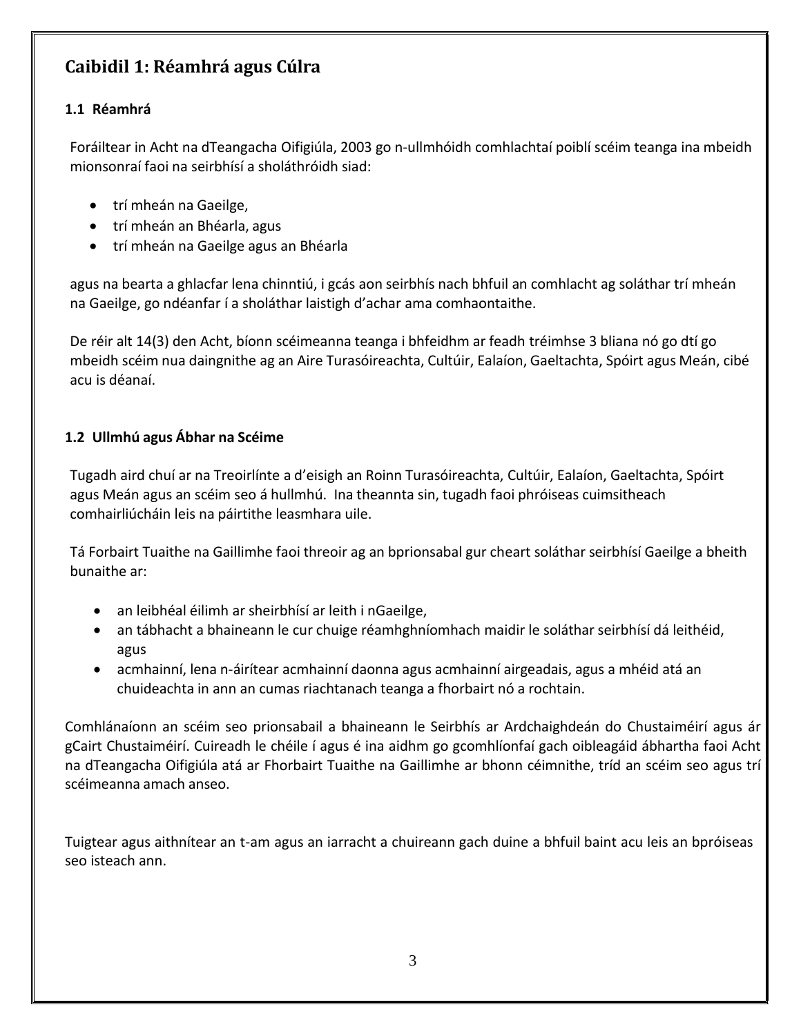# Caibidil 1: Réamhrá agus Cúlra

## 1.1 Réamhrá

Foráiltear in Acht na dTeangacha Oifigiúla, 2003 go n-ullmhóidh comhlachtaí poiblí scéim teanga ina mbeidh mionsonraí faoi na seirbhísí a sholáthróidh siad:

- trí mheán na Gaeilge,
- trí mheán an Bhéarla, agus
- trí mheán na Gaeilge agus an Bhéarla

agus na bearta a ghlacfar lena chinntiú, i gcás aon seirbhís nach bhfuil an comhlacht ag soláthar trí mheán na Gaeilge, go ndéanfar í a sholáthar laistigh d'achar ama comhaontaithe.

De réir alt 14(3) den Acht, bíonn scéimeanna teanga i bhfeidhm ar feadh tréimhse 3 bliana nó go dtí go mbeidh scéim nua daingnithe ag an Aire Turasóireachta, Cultúir, Ealaíon, Gaeltachta, Spóirt agus Meán, cibé acu is déanaí.

## 1.2 Ullmhú agus Ábhar na Scéime

Tugadh aird chuí ar na Treoirlínte a d'eisigh an Roinn Turasóireachta, Cultúir, Ealaíon, Gaeltachta, Spóirt agus Meán agus an scéim seo á hullmhú. Ina theannta sin, tugadh faoi phróiseas cuimsitheach comhairliúcháin leis na páirtithe leasmhara uile.

Tá Forbairt Tuaithe na Gaillimhe faoi threoir ag an bprionsabal gur cheart soláthar seirbhísí Gaeilge a bheith bunaithe ar:

- an leibhéal éilimh ar sheirbhísí ar leith i nGaeilge,
- an tábhacht a bhaineann le cur chuige réamhghníomhach maidir le soláthar seirbhísí dá leithéid, agus
- acmhainní, lena n-áirítear acmhainní daonna agus acmhainní airgeadais, agus a mhéid atá an chuideachta in ann an cumas riachtanach teanga a fhorbairt nó a rochtain.

Comhlánaíonn an scéim seo prionsabail a bhaineann le Seirbhís ar Ardchaighdeán do Chustaiméirí agus ár gCairt Chustaiméirí. Cuireadh le chéile í agus é ina aidhm go gcomhlíonfaí gach oibleagáid ábhartha faoi Acht na dTeangacha Oifigiúla atá ar Fhorbairt Tuaithe na Gaillimhe ar bhonn céimnithe, tríd an scéim seo agus trí scéimeanna amach anseo.

Tuigtear agus aithnítear an t-am agus an iarracht a chuireann gach duine a bhfuil baint acu leis an bpróiseas seo isteach ann.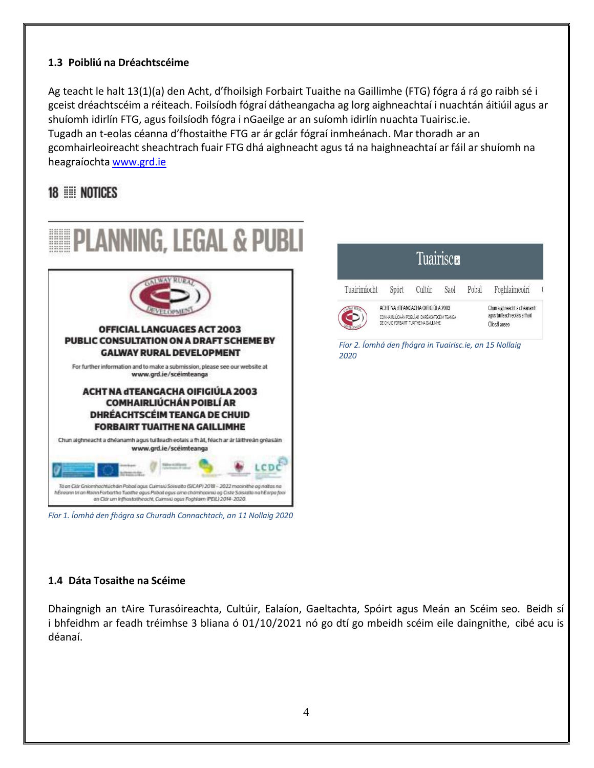### 1.3 Poibliú na Dréachtscéime

Ag teacht le halt 13(1)(a) den Acht, d'fhoilsigh Forbairt Tuaithe na Gaillimhe (FTG) fógra á rá go raibh sé i gceist dréachtscéim a réiteach. Foilsíodh fógraí dátheangacha ag lorg aighneachtaí i nuachtán áitiúil agus ar shuíomh idirlín FTG, agus foilsíodh fógra i nGaeilge ar an suíomh idirlín nuachta Tuairisc.ie. Tugadh an t-eolas céanna d'fhostaithe FTG ar ár gclár fógraí inmheánach. Mar thoradh ar an gcomhairleoireacht sheachtrach fuair FTG dhá aighneacht agus tá na haighneachtaí ar fáil ar shuíomh na heagraíochta www.grd.ie

18 NOTICES

PLANNING, LEGAL & PUBLI

GALWAY RURAL DEVELOPMENT

**OFFICIAL LANGUAGES ACT 2003**
**PUBLIC CONSULTATION ON A DRAFT SCHEME BY GALWAY RURAL DEVELOPMENT**

For further information and to make a submission, please see our website at www.grd.ie/scéimteanga

**ACHT NA dTEANGACHA OIFIGIÚLA 2003**
**COMHAIRLIÚCHÁN POIBLÍ AR DHRÉACHTSCÉIM TEANGA DE CHUID FORBAIRT TUAITHE NA GAILLIMHE**

Chun aighneacht a dhéanamh agus tuilleadh eolais a fháil, féach ar ár láithreán gréasáin www.grd.ie/scéimteanga

Tá an Clár Gníomhachtúcháin Pobail agus Cuimsiú Sóisialta (SICAP) 2018 – 2022 maoinithe ag rialtas na hÉireann trí an Roinn Forbartha Tuaithe agus Pobail agus arna chómhaoiniú ag Ciste Sóisialta na hEorpa faoi an Clár um Infhostaitheacht, Cuimsiú agus Foghlaim (PEIL) 2014-2020.

*Fíor 1. Íomhá den fhógra sa Churadh Connachtach, an 11 Nollaig 2020*

Tuairisc.ie

Tuairimíocht | Spórt | Cultúr | Saol | Pobal | Foghlaimeoirí

ACHT NA dTEANGACHA OIFIGIÚLA 2003
COMHAIRLIÚCHÁN POIBLÍ AR DHRÉACHTSCÉIM TEANGA DE CHUID FORBAIRT TUAITHE NA GAILLIMHE

Chun aighneacht a dhéanamh agus tuilleadh eolais a fháil
Cliceáil anseo

*Fíor 2. Íomhá den fhógra in Tuairisc.ie, an 15 Nollaig 2020*

### 1.4 Dáta Tosaithe na Scéime

Dhaingnigh an tAire Turasóireachta, Cultúir, Ealaíon, Gaeltachta, Spóirt agus Meán an Scéim seo. Beidh sí i bhfeidhm ar feadh tréimhse 3 bliana ó 01/10/2021 nó go dtí go mbeidh scéim eile daingnithe, cibé acu is déanaí.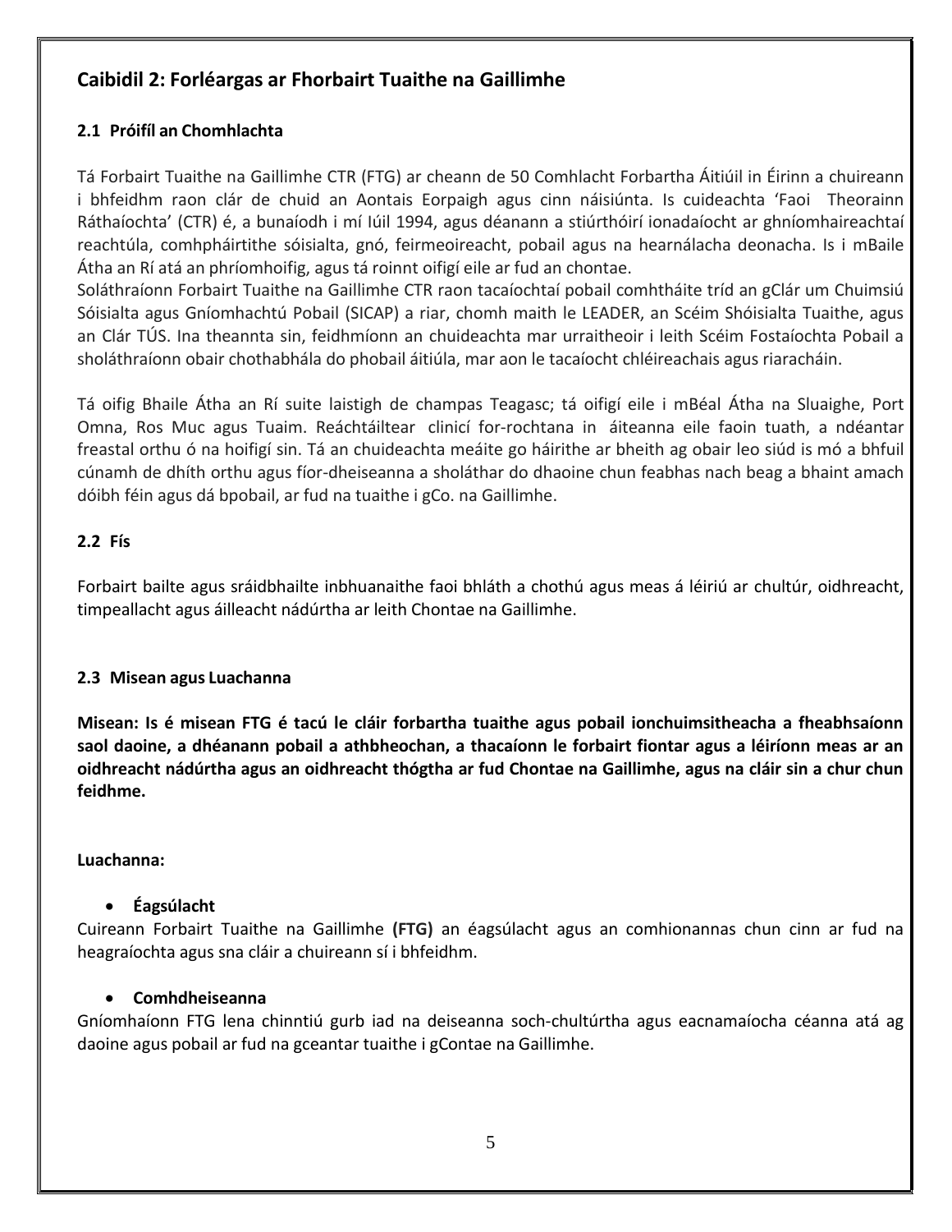## Caibidil 2: Forléargas ar Fhorbairt Tuaithe na Gaillimhe

### 2.1 Próifíl an Chomhlachta

Tá Forbairt Tuaithe na Gaillimhe CTR (FTG) ar cheann de 50 Comhlacht Forbartha Áitiúil in Éirinn a chuireann i bhfeidhm raon clár de chuid an Aontais Eorpaigh agus cinn náisiúnta. Is cuideachta 'Faoi Theorainn Ráthaíochta' (CTR) é, a bunaíodh i mí Iúil 1994, agus déanann a stiúrthóirí ionadaíocht ar ghníomhaireachtaí reachtúla, comhpháirtithe sóisialta, gnó, feirmeoireacht, pobail agus na hearnálacha deonacha. Is i mBaile Átha an Rí atá an phríomhoifig, agus tá roinnt oifigí eile ar fud an chontae.

Soláthraíonn Forbairt Tuaithe na Gaillimhe CTR raon tacaíochtaí pobail comhtháite tríd an gClár um Chuimsiú Sóisialta agus Gníomhachtú Pobail (SICAP) a riar, chomh maith le LEADER, an Scéim Shóisialta Tuaithe, agus an Clár TÚS. Ina theannta sin, feidhmíonn an chuideachta mar urraitheoir i leith Scéim Fostaíochta Pobail a sholáthraíonn obair chothabhála do phobail áitiúla, mar aon le tacaíocht chléireachais agus riaracháin.

Tá oifig Bhaile Átha an Rí suite laistigh de champas Teagasc; tá oifigí eile i mBéal Átha na Sluaighe, Port Omna, Ros Muc agus Tuaim. Reáchtáiltear clinicí for-rochtana in áiteanna eile faoin tuath, a ndéantar freastal orthu ó na hoifigí sin. Tá an chuideachta meáite go háirithe ar bheith ag obair leo siúd is mó a bhfuil cúnamh de dhíth orthu agus fíor-dheiseanna a sholáthar do dhaoine chun feabhas nach beag a bhaint amach dóibh féin agus dá bpobail, ar fud na tuaithe i gCo. na Gaillimhe.

### 2.2 Fís

Forbairt bailte agus sráidbhailte inbhuanaithe faoi bhláth a chothú agus meas á léiriú ar chultúr, oidhreacht, timpeallacht agus áilleacht nádúrtha ar leith Chontae na Gaillimhe.

### 2.3 Misean agus Luachanna

**Misean: Is é misean FTG é tacú le cláir forbartha tuaithe agus pobail ionchuimsitheacha a fheabhsaíonn saol daoine, a dhéanann pobail a athbheochan, a thacaíonn le forbairt fiontar agus a léiríonn meas ar an oidhreacht nádúrtha agus an oidhreacht thógtha ar fud Chontae na Gaillimhe, agus na cláir sin a chur chun feidhme.**

**Luachanna:**

- **Éagsúlacht**

Cuireann Forbairt Tuaithe na Gaillimhe **(FTG)** an éagsúlacht agus an comhionannas chun cinn ar fud na heagraíochta agus sna cláir a chuireann sí i bhfeidhm.

- **Comhdheiseanna**

Gníomhaíonn FTG lena chinntiú gurb iad na deiseanna soch-chultúrtha agus eacnamaíocha céanna atá ag daoine agus pobail ar fud na gceantar tuaithe i gContae na Gaillimhe.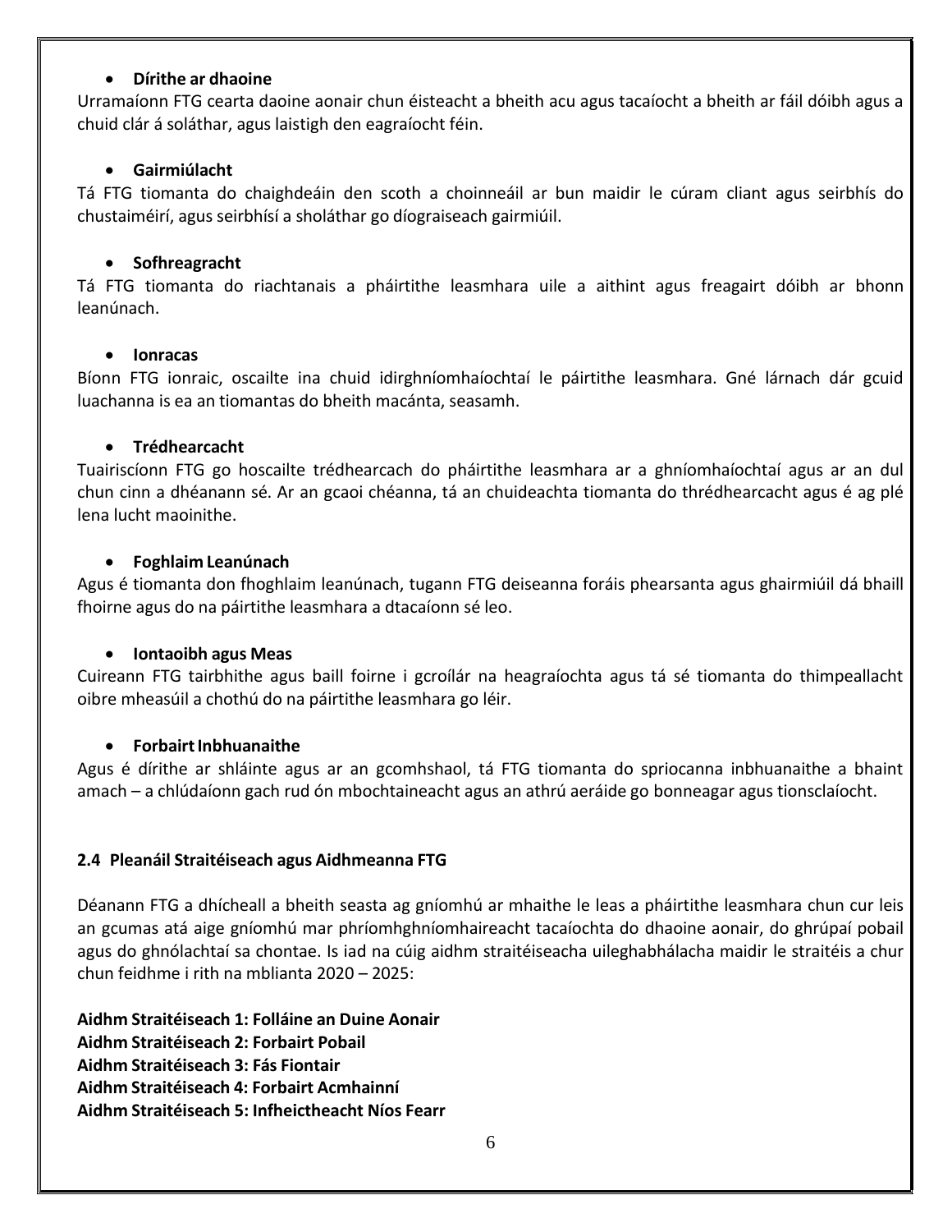- **Dírithe ar dhaoine**

Urramaíonn FTG cearta daoine aonair chun éisteacht a bheith acu agus tacaíocht a bheith ar fáil dóibh agus a chuid clár á soláthar, agus laistigh den eagraíocht féin.

- **Gairmiúlacht**

Tá FTG tiomanta do chaighdeáin den scoth a choinneáil ar bun maidir le cúram cliant agus seirbhís do chustaiméirí, agus seirbhísí a sholáthar go díograiseach gairmiúil.

- **Sofhreagracht**

Tá FTG tiomanta do riachtanais a pháirtithe leasmhara uile a aithint agus freagairt dóibh ar bhonn leanúnach.

- **Ionracas**

Bíonn FTG ionraic, oscailte ina chuid idirghníomhaíochtaí le páirtithe leasmhara. Gné lárnach dár gcuid luachanna is ea an tiomantas do bheith macánta, seasamh.

- **Trédhearcacht**

Tuairiscíonn FTG go hoscailte trédhearcach do pháirtithe leasmhara ar a ghníomhaíochtaí agus ar an dul chun cinn a dhéanann sé. Ar an gcaoi chéanna, tá an chuideachta tiomanta do thrédhearcacht agus é ag plé lena lucht maoinithe.

- **Foghlaim Leanúnach**

Agus é tiomanta don fhoghlaim leanúnach, tugann FTG deiseanna foráis phearsanta agus ghairmiúil dá bhaill fhoirne agus do na páirtithe leasmhara a dtacaíonn sé leo.

- **Iontaoibh agus Meas**

Cuireann FTG tairbhithe agus baill foirne i gcroílár na heagraíochta agus tá sé tiomanta do thimpeallacht oibre mheasúil a chothú do na páirtithe leasmhara go léir.

- **Forbairt Inbhuanaithe**

Agus é dírithe ar shláinte agus ar an gcomhshaol, tá FTG tiomanta do spriocanna inbhuanaithe a bhaint amach – a chlúdaíonn gach rud ón mbochtaineacht agus an athrú aeráide go bonneagar agus tionsclaíocht.

### 2.4 Pleanáil Straitéiseach agus Aidhmeanna FTG

Déanann FTG a dhícheall a bheith seasta ag gníomhú ar mhaithe le leas a pháirtithe leasmhara chun cur leis an gcumas atá aige gníomhú mar phríomhghníomhaireacht tacaíochta do dhaoine aonair, do ghrúpaí pobail agus do ghnólachtaí sa chontae. Is iad na cúig aidhm straitéiseacha uileghabhálacha maidir le straitéis a chur chun feidhme i rith na mblianta 2020 – 2025:

**Aidhm Straitéiseach 1: Folláine an Duine Aonair**
**Aidhm Straitéiseach 2: Forbairt Pobail**
**Aidhm Straitéiseach 3: Fás Fiontair**
**Aidhm Straitéiseach 4: Forbairt Acmhainní**
**Aidhm Straitéiseach 5: Infheictheacht Níos Fearr**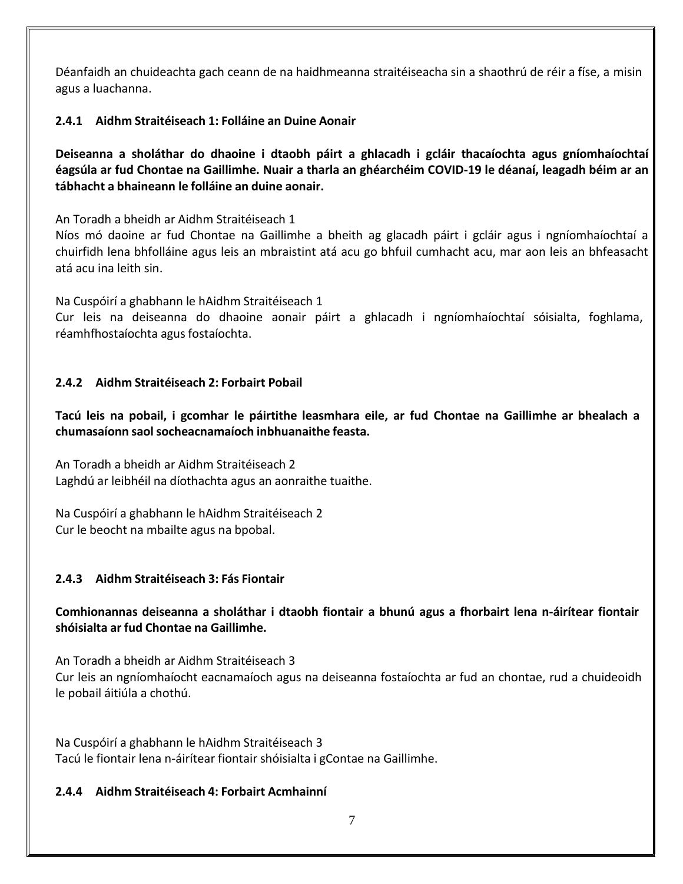Déanfaidh an chuideachta gach ceann de na haidhmeanna straitéiseacha sin a shaothrú de réir a físe, a misin agus a luachanna.

### 2.4.1 Aidhm Straitéiseach 1: Folláine an Duine Aonair

**Deiseanna a sholáthar do dhaoine i dtaobh páirt a ghlacadh i gcláir thacaíochta agus gníomhaíochtaí éagsúla ar fud Chontae na Gaillimhe. Nuair a tharla an ghéarchéim COVID-19 le déanaí, leagadh béim ar an tábhacht a bhaineann le folláine an duine aonair.**

An Toradh a bheidh ar Aidhm Straitéiseach 1
Níos mó daoine ar fud Chontae na Gaillimhe a bheith ag glacadh páirt i gcláir agus i ngníomhaíochtaí a chuirfidh lena bhfolláine agus leis an mbraistint atá acu go bhfuil cumhacht acu, mar aon leis an bhfeasacht atá acu ina leith sin.

Na Cuspóirí a ghabhann le hAidhm Straitéiseach 1
Cur leis na deiseanna do dhaoine aonair páirt a ghlacadh i ngníomhaíochtaí sóisialta, foghlama, réamhfhostaíochta agus fostaíochta.

### 2.4.2 Aidhm Straitéiseach 2: Forbairt Pobail

**Tacú leis na pobail, i gcomhar le páirtithe leasmhara eile, ar fud Chontae na Gaillimhe ar bhealach a chumasaíonn saol socheacnamaíoch inbhuanaithe feasta.**

An Toradh a bheidh ar Aidhm Straitéiseach 2
Laghdú ar leibhéil na díothachta agus an aonraithe tuaithe.

Na Cuspóirí a ghabhann le hAidhm Straitéiseach 2
Cur le beocht na mbailte agus na bpobal.

### 2.4.3 Aidhm Straitéiseach 3: Fás Fiontair

**Comhionannas deiseanna a sholáthar i dtaobh fiontair a bhunú agus a fhorbairt lena n-áirítear fiontair shóisialta ar fud Chontae na Gaillimhe.**

An Toradh a bheidh ar Aidhm Straitéiseach 3
Cur leis an ngníomhaíocht eacnamaíoch agus na deiseanna fostaíochta ar fud an chontae, rud a chuideoidh le pobail áitiúla a chothú.

Na Cuspóirí a ghabhann le hAidhm Straitéiseach 3
Tacú le fiontair lena n-áirítear fiontair shóisialta i gContae na Gaillimhe.

### 2.4.4 Aidhm Straitéiseach 4: Forbairt Acmhainní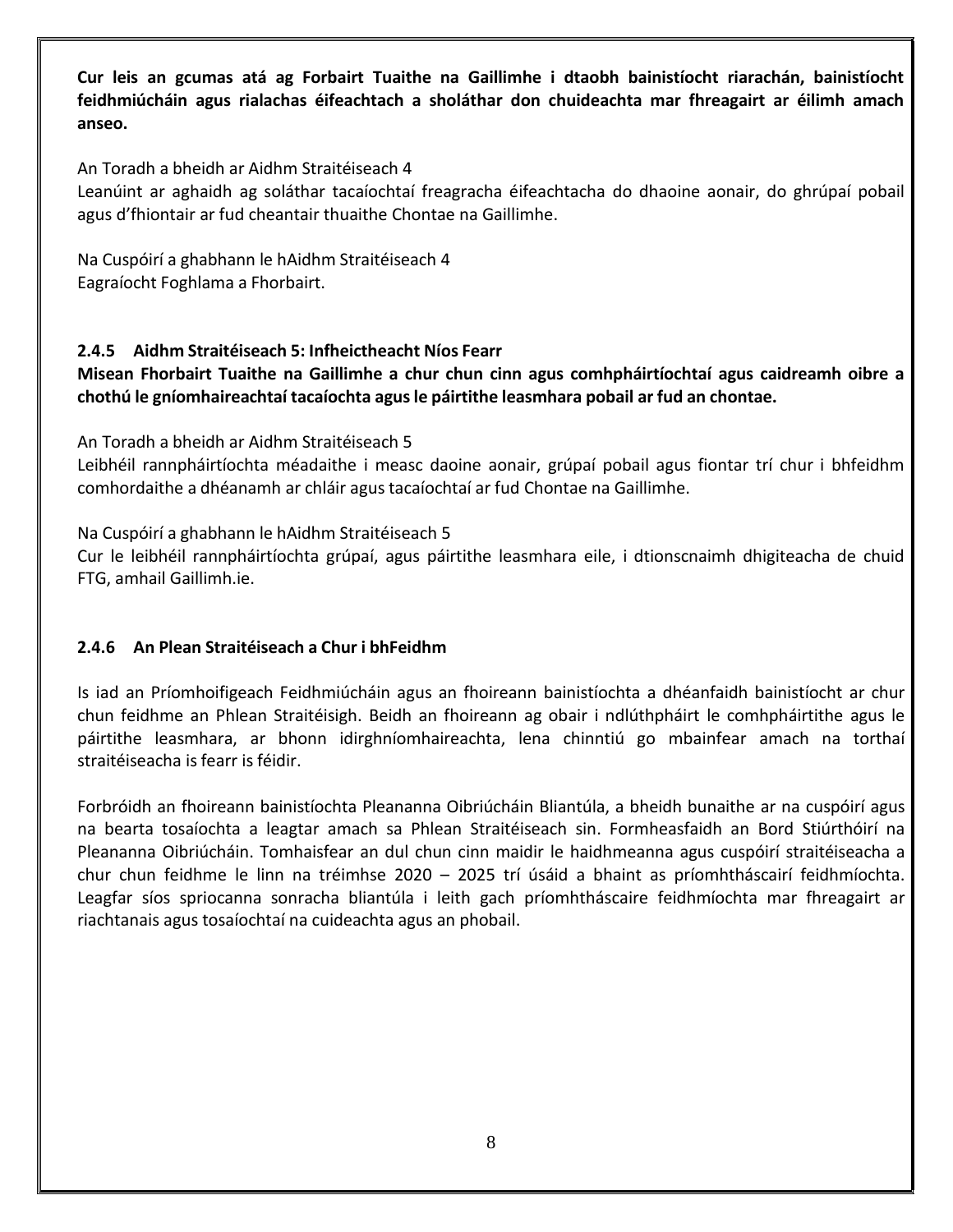**Cur leis an gcumas atá ag Forbairt Tuaithe na Gaillimhe i dtaobh bainistíocht riarachán, bainistíocht feidhmiúcháin agus rialachas éifeachtach a sholáthar don chuideachta mar fhreagairt ar éilimh amach anseo.**

An Toradh a bheidh ar Aidhm Straitéiseach 4
Leanúint ar aghaidh ag soláthar tacaíochtaí freagracha éifeachtacha do dhaoine aonair, do ghrúpaí pobail agus d'fhiontair ar fud cheantair thuaithe Chontae na Gaillimhe.

Na Cuspóirí a ghabhann le hAidhm Straitéiseach 4
Eagraíocht Foghlama a Fhorbairt.

### 2.4.5 Aidhm Straitéiseach 5: Infheictheacht Níos Fearr

**Misean Fhorbairt Tuaithe na Gaillimhe a chur chun cinn agus comhpháirtíochtaí agus caidreamh oibre a chothú le gníomhaireachtaí tacaíochta agus le páirtithe leasmhara pobail ar fud an chontae.**

An Toradh a bheidh ar Aidhm Straitéiseach 5
Leibhéil rannpháirtíochta méadaithe i measc daoine aonair, grúpaí pobail agus fiontar trí chur i bhfeidhm comhordaithe a dhéanamh ar chláir agus tacaíochtaí ar fud Chontae na Gaillimhe.

Na Cuspóirí a ghabhann le hAidhm Straitéiseach 5
Cur le leibhéil rannpháirtíochta grúpaí, agus páirtithe leasmhara eile, i dtionscnaimh dhigiteacha de chuid FTG, amhail Gaillimh.ie.

### 2.4.6 An Plean Straitéiseach a Chur i bhFeidhm

Is iad an Príomhoifigeach Feidhmiúcháin agus an fhoireann bainistíochta a dhéanfaidh bainistíocht ar chur chun feidhme an Phlean Straitéisigh. Beidh an fhoireann ag obair i ndlúthpháirt le comhpháirtithe agus le páirtithe leasmhara, ar bhonn idirghníomhaireachta, lena chinntiú go mbainfear amach na torthaí straitéiseacha is fearr is féidir.

Forbróidh an fhoireann bainistíochta Pleananna Oibriúcháin Bliantúla, a bheidh bunaithe ar na cuspóirí agus na bearta tosaíochta a leagtar amach sa Phlean Straitéiseach sin. Formheasfaidh an Bord Stiúrthóirí na Pleananna Oibriúcháin. Tomhaisfear an dul chun cinn maidir le haidhmeanna agus cuspóirí straitéiseacha a chur chun feidhme le linn na tréimhse 2020 – 2025 trí úsáid a bhaint as príomhtháscairí feidhmíochta. Leagfar síos spriocanna sonracha bliantúla i leith gach príomhtháscaire feidhmíochta mar fhreagairt ar riachtanais agus tosaíochtaí na cuideachta agus an phobail.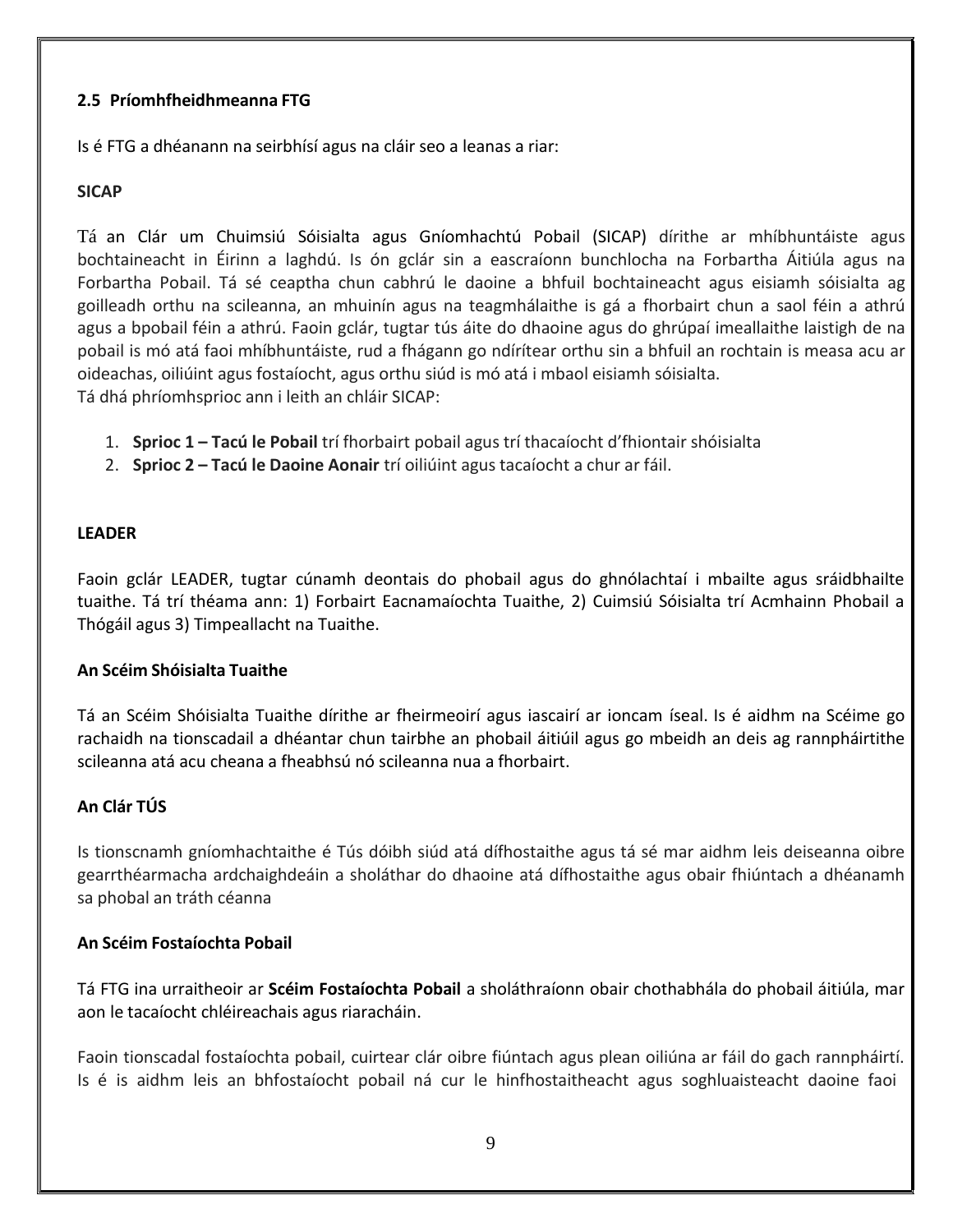### 2.5 Príomhfheidhmeanna FTG

Is é FTG a dhéanann na seirbhísí agus na cláir seo a leanas a riar:

**SICAP**

Tá an Clár um Chuimsiú Sóisialta agus Gníomhachtú Pobail (SICAP) dírithe ar mhíbhuntáiste agus bochtaineacht in Éirinn a laghdú. Is ón gclár sin a eascraíonn bunchlocha na Forbartha Áitiúla agus na Forbartha Pobail. Tá sé ceaptha chun cabhrú le daoine a bhfuil bochtaineacht agus eisiamh sóisialta ag goilleadh orthu na scileanna, an mhuinín agus na teagmhálaithe is gá a fhorbairt chun a saol féin a athrú agus a bpobail féin a athrú. Faoin gclár, tugtar tús áite do dhaoine agus do ghrúpaí imeallaithe laistigh de na pobail is mó atá faoi mhíbhuntáiste, rud a fhágann go ndírítear orthu sin a bhfuil an rochtain is measa acu ar oideachas, oiliúint agus fostaíocht, agus orthu siúd is mó atá i mbaol eisiamh sóisialta.
Tá dhá phríomhsprioc ann i leith an chláir SICAP:

1. **Sprioc 1 – Tacú le Pobail** trí fhorbairt pobail agus trí thacaíocht d'fhiontair shóisialta
2. **Sprioc 2 – Tacú le Daoine Aonair** trí oiliúint agus tacaíocht a chur ar fáil.

**LEADER**

Faoin gclár LEADER, tugtar cúnamh deontais do phobail agus do ghnólachtaí i mbailte agus sráidbhailte tuaithe. Tá trí théama ann: 1) Forbairt Eacnamaíochta Tuaithe, 2) Cuimsiú Sóisialta trí Acmhainn Phobail a Thógáil agus 3) Timpeallacht na Tuaithe.

**An Scéim Shóisialta Tuaithe**

Tá an Scéim Shóisialta Tuaithe dírithe ar fheirmeoirí agus iascairí ar ioncam íseal. Is é aidhm na Scéime go rachaidh na tionscadail a dhéantar chun tairbhe an phobail áitiúil agus go mbeidh an deis ag rannpháirtithe scileanna atá acu cheana a fheabhsú nó scileanna nua a fhorbairt.

**An Clár TÚS**

Is tionscnamh gníomhachtaithe é Tús dóibh siúd atá dífhostaithe agus tá sé mar aidhm leis deiseanna oibre gearrthéarmacha ardchaighdeáin a sholáthar do dhaoine atá dífhostaithe agus obair fhiúntach a dhéanamh sa phobal an tráth céanna

**An Scéim Fostaíochta Pobail**

Tá FTG ina urraitheoir ar **Scéim Fostaíochta Pobail** a sholáthraíonn obair chothabhála do phobail áitiúla, mar aon le tacaíocht chléireachais agus riaracháin.

Faoin tionscadal fostaíochta pobail, cuirtear clár oibre fiúntach agus plean oiliúna ar fáil do gach rannpháirtí. Is é is aidhm leis an bhfostaíocht pobail ná cur le hinfhostaitheacht agus soghluaisteacht daoine faoi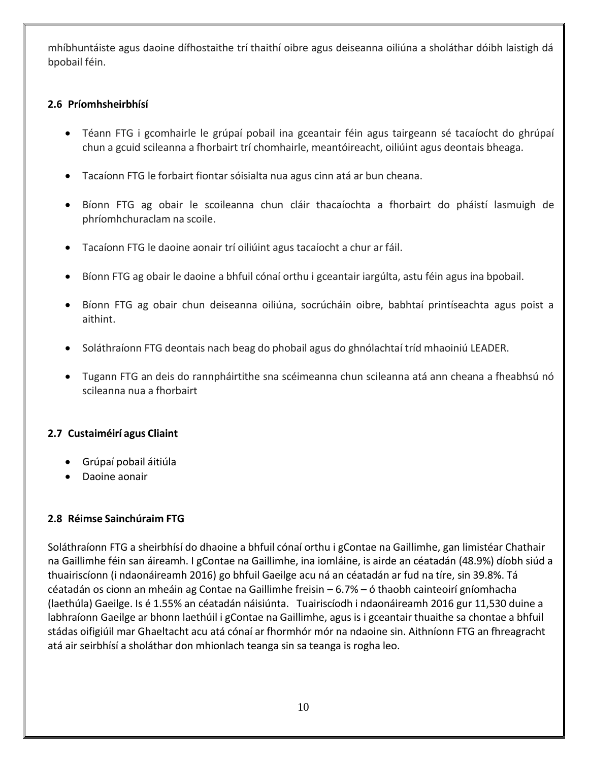mhíbhuntáiste agus daoine dífhostaithe trí thaithí oibre agus deiseanna oiliúna a sholáthar dóibh laistigh dá bpobail féin.

### 2.6 Príomhsheirbhísí

- Téann FTG i gcomhairle le grúpaí pobail ina gceantair féin agus tairgeann sé tacaíocht do ghrúpaí chun a gcuid scileanna a fhorbairt trí chomhairle, meantóireacht, oiliúint agus deontais bheaga.
- Tacaíonn FTG le forbairt fiontar sóisialta nua agus cinn atá ar bun cheana.
- Bíonn FTG ag obair le scoileanna chun cláir thacaíochta a fhorbairt do pháistí lasmuigh de phríomhchuraclam na scoile.
- Tacaíonn FTG le daoine aonair trí oiliúint agus tacaíocht a chur ar fáil.
- Bíonn FTG ag obair le daoine a bhfuil cónaí orthu i gceantair iargúlta, astu féin agus ina bpobail.
- Bíonn FTG ag obair chun deiseanna oiliúna, socrúcháin oibre, babhtaí printíseachta agus poist a aithint.
- Soláthraíonn FTG deontais nach beag do phobail agus do ghnólachtaí tríd mhaoiniú LEADER.
- Tugann FTG an deis do rannpháirtithe sna scéimeanna chun scileanna atá ann cheana a fheabhsú nó scileanna nua a fhorbairt

### 2.7 Custaiméirí agus Cliaint

- Grúpaí pobail áitiúla
- Daoine aonair

### 2.8 Réimse Sainchúraim FTG

Soláthraíonn FTG a sheirbhísí do dhaoine a bhfuil cónaí orthu i gContae na Gaillimhe, gan limistéar Chathair na Gaillimhe féin san áireamh. I gContae na Gaillimhe, ina iomláine, is airde an céatadán (48.9%) díobh siúd a thuairiscíonn (i ndaonáireamh 2016) go bhfuil Gaeilge acu ná an céatadán ar fud na tíre, sin 39.8%. Tá céatadán os cionn an mheáin ag Contae na Gaillimhe freisin – 6.7% – ó thaobh cainteoirí gníomhacha (laethúla) Gaeilge. Is é 1.55% an céatadán náisiúnta. Tuairiscíodh i ndaonáireamh 2016 gur 11,530 duine a labhraíonn Gaeilge ar bhonn laethúil i gContae na Gaillimhe, agus is i gceantair thuaithe sa chontae a bhfuil stádas oifigiúil mar Ghaeltacht acu atá cónaí ar fhormhór mór na ndaoine sin. Aithníonn FTG an fhreagracht atá air seirbhísí a sholáthar don mhionlach teanga sin sa teanga is rogha leo.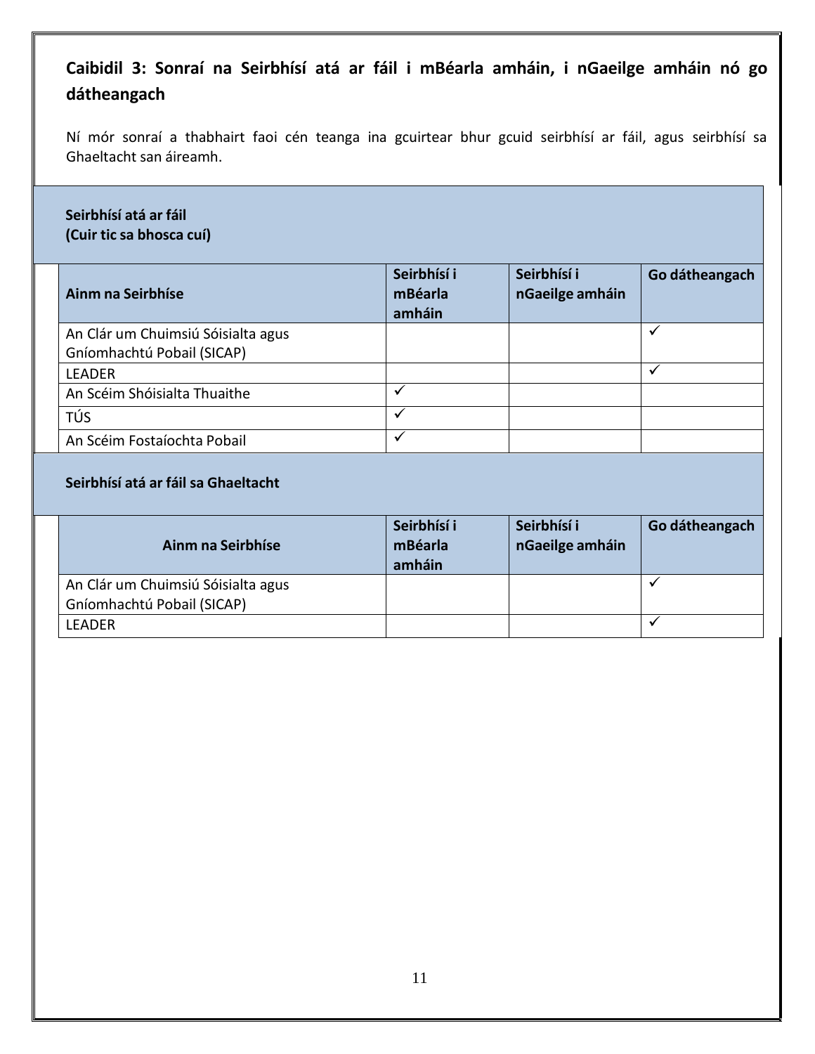## Caibidil 3: Sonraí na Seirbhísí atá ar fáil i mBéarla amháin, i nGaeilge amháin nó go dátheangach

Ní mór sonraí a thabhairt faoi cén teanga ina gcuirtear bhur gcuid seirbhísí ar fáil, agus seirbhísí sa Ghaeltacht san áireamh.

**Seirbhísí atá ar fáil**
**(Cuir tic sa bhosca cuí)**

| Ainm na Seirbhíse | Seirbhísí i mBéarla amháin | Seirbhísí i nGaeilge amháin | Go dátheangach |
|---|---|---|---|
| An Clár um Chuimsiú Sóisialta agus Gníomhachtú Pobail (SICAP) | | | ✓ |
| LEADER | | | ✓ |
| An Scéim Shóisialta Thuaithe | ✓ | | |
| TÚS | ✓ | | |
| An Scéim Fostaíochta Pobail | ✓ | | |

**Seirbhísí atá ar fáil sa Ghaeltacht**

| Ainm na Seirbhíse | Seirbhísí i mBéarla amháin | Seirbhísí i nGaeilge amháin | Go dátheangach |
|---|---|---|---|
| An Clár um Chuimsiú Sóisialta agus Gníomhachtú Pobail (SICAP) | | | ✓ |
| LEADER | | | ✓ |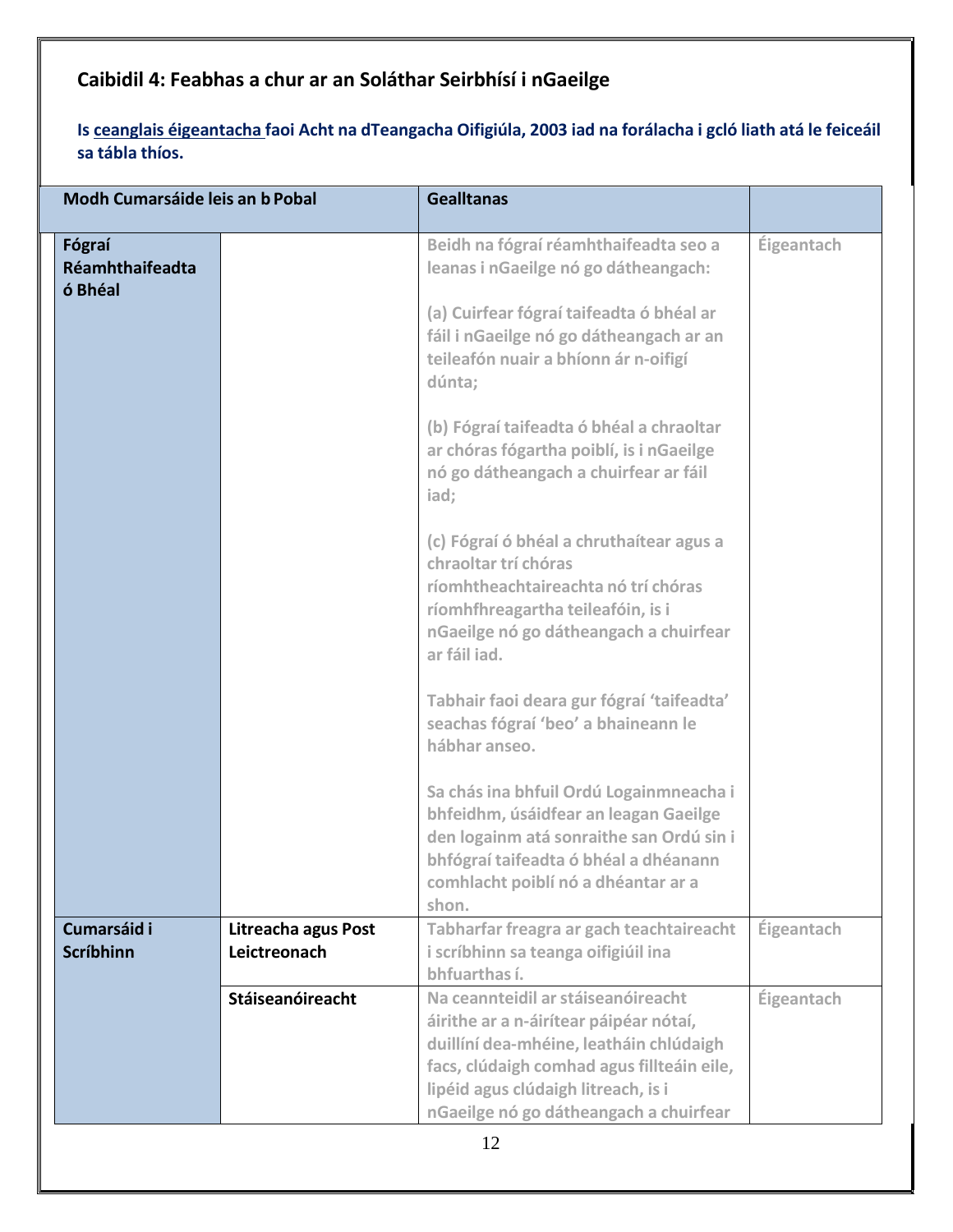## Caibidil 4: Feabhas a chur ar an Soláthar Seirbhísí i nGaeilge

**Is ceanglais éigeantacha faoi Acht na dTeangacha Oifigiúla, 2003 iad na forálacha i gcló liath atá le feiceáil sa tábla thíos.**

| Modh Cumarsáide leis an b Pobal | | Gealltanas | |
|---|---|---|---|
| **Fógraí Réamhthaifeadta ó Bhéal** | | Beidh na fógraí réamhthaifeadta seo a leanas i nGaeilge nó go dátheangach:<br><br>(a) Cuirfear fógraí taifeadta ó bhéal ar fáil i nGaeilge nó go dátheangach ar an teileafón nuair a bhíonn ár n-oifigí dúnta;<br><br>(b) Fógraí taifeadta ó bhéal a chraoltar ar chóras fógartha poiblí, is i nGaeilge nó go dátheangach a chuirfear ar fáil iad;<br><br>(c) Fógraí ó bhéal a chruthaítear agus a chraoltar trí chóras ríomhtheachtaireachta nó trí chóras ríomhfhreagartha teileafóin, is i nGaeilge nó go dátheangach a chuirfear ar fáil iad.<br><br>Tabhair faoi deara gur fógraí 'taifeadta' seachas fógraí 'beo' a bhaineann le hábhar anseo.<br><br>Sa chás ina bhfuil Ordú Logainmneacha i bhfeidhm, úsáidfear an leagan Gaeilge den logainm atá sonraithe san Ordú sin i bhfógraí taifeadta ó bhéal a dhéanann comhlacht poiblí nó a dhéantar ar a shon. | Éigeantach |
| **Cumarsáid i Scríbhinn** | **Litreacha agus Post Leictreonach** | Tabharfar freagra ar gach teachtaireacht i scríbhinn sa teanga oifigiúil ina bhfuarthas í. | Éigeantach |
| | **Stáiseanóireacht** | Na ceannteidil ar stáiseanóireacht áirithe ar a n-áirítear páipéar nótaí, duillíní dea-mhéine, leatháin chlúdaigh facs, clúdaigh comhad agus fillteáin eile, lipéid agus clúdaigh litreach, is i nGaeilge nó go dátheangach a chuirfear | Éigeantach |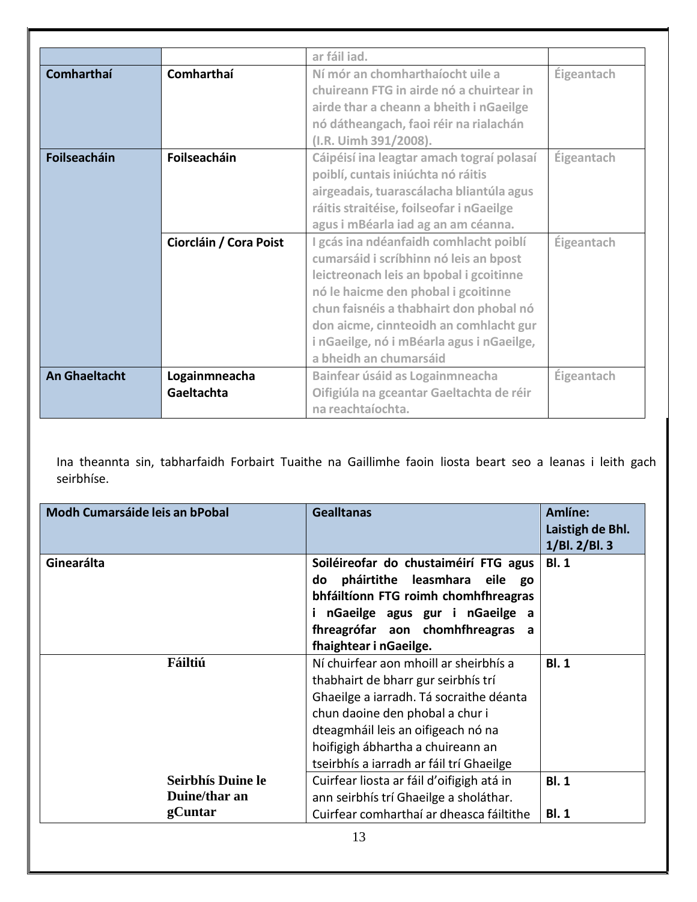| | | | |
|---|---|---|---|
| | | ar fáil iad. | |
| **Comharthaí** | **Comharthaí** | Ní mór an chomharthaíocht uile a chuireann FTG in airde nó a chuirtear in airde thar a cheann a bheith i nGaeilge nó dátheangach, faoi réir na rialachán (I.R. Uimh 391/2008). | Éigeantach |
| **Foilseacháin** | **Foilseacháin** | Cáipéisí ina leagtar amach tograí polasaí poiblí, cuntais iniúchta nó ráitis airgeadais, tuarascálacha bliantúla agus ráitis straitéise, foilseofar i nGaeilge agus i mBéarla iad ag an am céanna. | Éigeantach |
| | **Ciorcláin / Cora Poist** | I gcás ina ndéanfaidh comhlacht poiblí cumarsáid i scríbhinn nó leis an bpost leictreonach leis an bpobal i gcoitinne nó le haicme den phobal i gcoitinne chun faisnéis a thabhairt don phobal nó don aicme, cinnteoidh an comhlacht gur i nGaeilge, nó i mBéarla agus i nGaeilge, a bheidh an chumarsáid | Éigeantach |
| **An Ghaeltacht** | **Logainmneacha Gaeltachta** | Bainfear úsáid as Logainmneacha Oifigiúla na gceantar Gaeltachta de réir na reachtaíochta. | Éigeantach |

Ina theannta sin, tabharfaidh Forbairt Tuaithe na Gaillimhe faoin liosta beart seo a leanas i leith gach seirbhíse.

| **Modh Cumarsáide leis an bPobal** | | **Gealltanas** | **Amlíne: Laistigh de Bhl. 1/Bl. 2/Bl. 3** |
|---|---|---|---|
| **Ginearálta** | | **Soiléireofar do chustaiméirí FTG agus do pháirtithe leasmhara eile go bhfáiltíonn FTG roimh chomhfhreagras i nGaeilge agus gur i nGaeilge a fhreagrófar aon chomhfhreagras a fhaightear i nGaeilge.** | **Bl. 1** |
| | **Fáiltiú** | Ní chuirfear aon mhoill ar sheirbhís a thabhairt de bharr gur seirbhís trí Ghaeilge a iarradh. Tá socraithe déanta chun daoine den phobal a chur i dteagmháil leis an oifigeach nó na hoifigigh ábhartha a chuireann an tseirbhís a iarradh ar fáil trí Ghaeilge | **Bl. 1** |
| | **Seirbhís Duine le Duine/thar an gCuntar** | Cuirfear liosta ar fáil d'oifigigh atá in ann seirbhís trí Ghaeilge a sholáthar. Cuirfear comharthaí ar dheasca fáiltithe | **Bl. 1** <br> **Bl. 1** |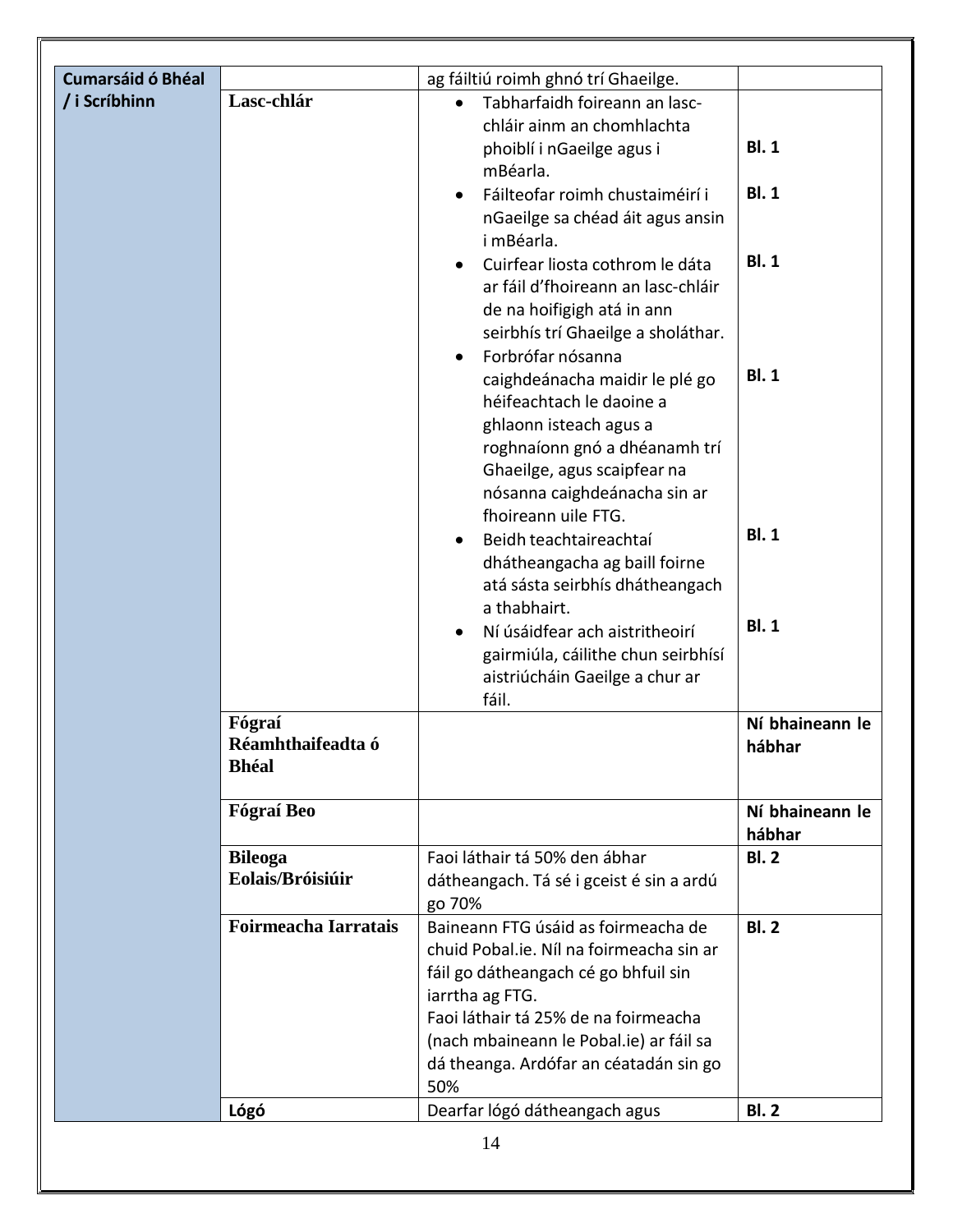| Cumarsáid ó Bhéal / i Scríbhinn | | ag fáiltiú roimh ghnó trí Ghaeilge. | |
|---|---|---|---|
| | **Lasc-chlár** | • Tabharfaidh foireann an lasc-chláir ainm an chomhlachta phoiblí i nGaeilge agus i mBéarla.<br>• Fáilteofar roimh chustaiméirí i nGaeilge sa chéad áit agus ansin i mBéarla.<br>• Cuirfear liosta cothrom le dáta ar fáil d'fhoireann an lasc-chláir de na hoifigigh atá in ann seirbhís trí Ghaeilge a sholáthar.<br>• Forbrófar nósanna caighdeánacha maidir le plé go héifeachtach le daoine a ghlaonn isteach agus a roghnaíonn gnó a dhéanamh trí Ghaeilge, agus scaipfear na nósanna caighdeánacha sin ar fhoireann uile FTG.<br>• Beidh teachtaireachtaí dhátheangacha ag baill foirne atá sásta seirbhís dhátheangach a thabhairt.<br>• Ní úsáidfear ach aistritheoirí gairmiúla, cáilithe chun seirbhísí aistriúcháin Gaeilge a chur ar fáil. | **Bl. 1**<br>**Bl. 1**<br>**Bl. 1**<br>**Bl. 1**<br>**Bl. 1**<br>**Bl. 1** |
| | **Fógraí Réamhthaifeadta ó Bhéal** | | **Ní bhaineann le hábhar** |
| | **Fógraí Beo** | | **Ní bhaineann le hábhar** |
| | **Bileoga Eolais/Bróisiúir** | Faoi láthair tá 50% den ábhar dátheangach. Tá sé i gceist é sin a ardú go 70% | **Bl. 2** |
| | **Foirmeacha Iarratais** | Baineann FTG úsáid as foirmeacha de chuid Pobal.ie. Níl na foirmeacha sin ar fáil go dátheangach cé go bhfuil sin iarrtha ag FTG.<br>Faoi láthair tá 25% de na foirmeacha (nach mbaineann le Pobal.ie) ar fáil sa dá theanga. Ardófar an céatadán sin go 50% | **Bl. 2** |
| | **Lógó** | Dearfar lógó dátheangach agus | **Bl. 2** |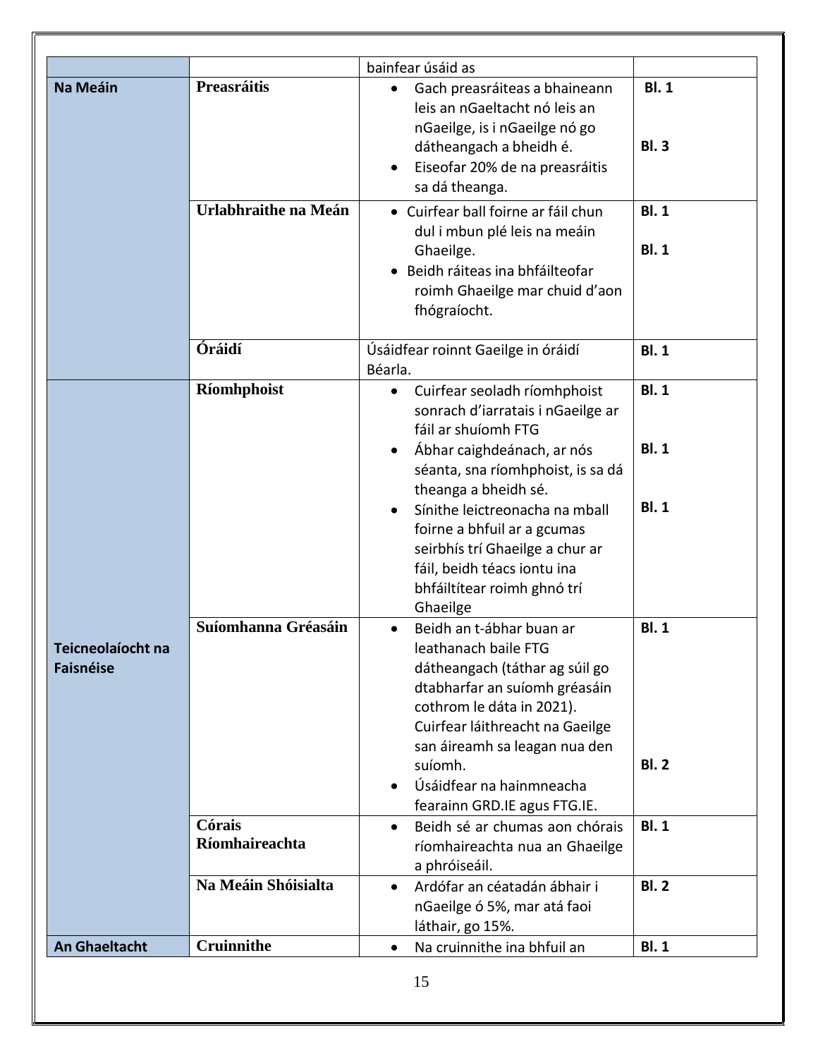| | | bainfear úsáid as | |
|---|---|---|---|
| **Na Meáin** | **Preasráitis** | • Gach preasráiteas a bhaineann leis an nGaeltacht nó leis an nGaeilge, is i nGaeilge nó go dátheangach a bheidh é.<br>• Eiseofar 20% de na preasráitis sa dá theanga. | **Bl. 1**<br><br>**Bl. 3** |
| | **Urlabhraithe na Meán** | • Cuirfear ball foirne ar fáil chun dul i mbun plé leis na meáin Ghaeilge.<br>• Beidh ráiteas ina bhfáilteofar roimh Ghaeilge mar chuid d'aon fhógraíocht. | **Bl. 1**<br><br>**Bl. 1** |
| | **Óráidí** | Úsáidfear roinnt Gaeilge in óráidí Béarla. | **Bl. 1** |
| **Teicneolaíocht na Faisnéise** | **Ríomhphoist** | • Cuirfear seoladh ríomhphoist sonrach d'iarratais i nGaeilge ar fáil ar shuíomh FTG<br>• Ábhar caighdeánach, ar nós séanta, sna ríomhphoist, is sa dá theanga a bheidh sé.<br>• Sínithe leictreonacha na mball foirne a bhfuil ar a gcumas seirbhís trí Ghaeilge a chur ar fáil, beidh téacs iontu ina bhfáiltítear roimh ghnó trí Ghaeilge | **Bl. 1**<br><br>**Bl. 1**<br><br>**Bl. 1** |
| | **Suíomhanna Gréasáin** | • Beidh an t-ábhar buan ar leathanach baile FTG dátheangach (táthar ag súil go dtabharfar an suíomh gréasáin cothrom le dáta in 2021). Cuirfear láithreacht na Gaeilge san áireamh sa leagan nua den suíomh.<br>• Úsáidfear na hainmneacha fearainn GRD.IE agus FTG.IE. | **Bl. 1**<br><br>**Bl. 2** |
| | **Córais Ríomhaireachta** | • Beidh sé ar chumas aon chórais ríomhaireachta nua an Ghaeilge a phróiseáil. | **Bl. 1** |
| | **Na Meáin Shóisialta** | • Ardófar an céatadán ábhair i nGaeilge ó 5%, mar atá faoi láthair, go 15%. | **Bl. 2** |
| **An Ghaeltacht** | **Cruinnithe** | • Na cruinnithe ina bhfuil an | **Bl. 1** |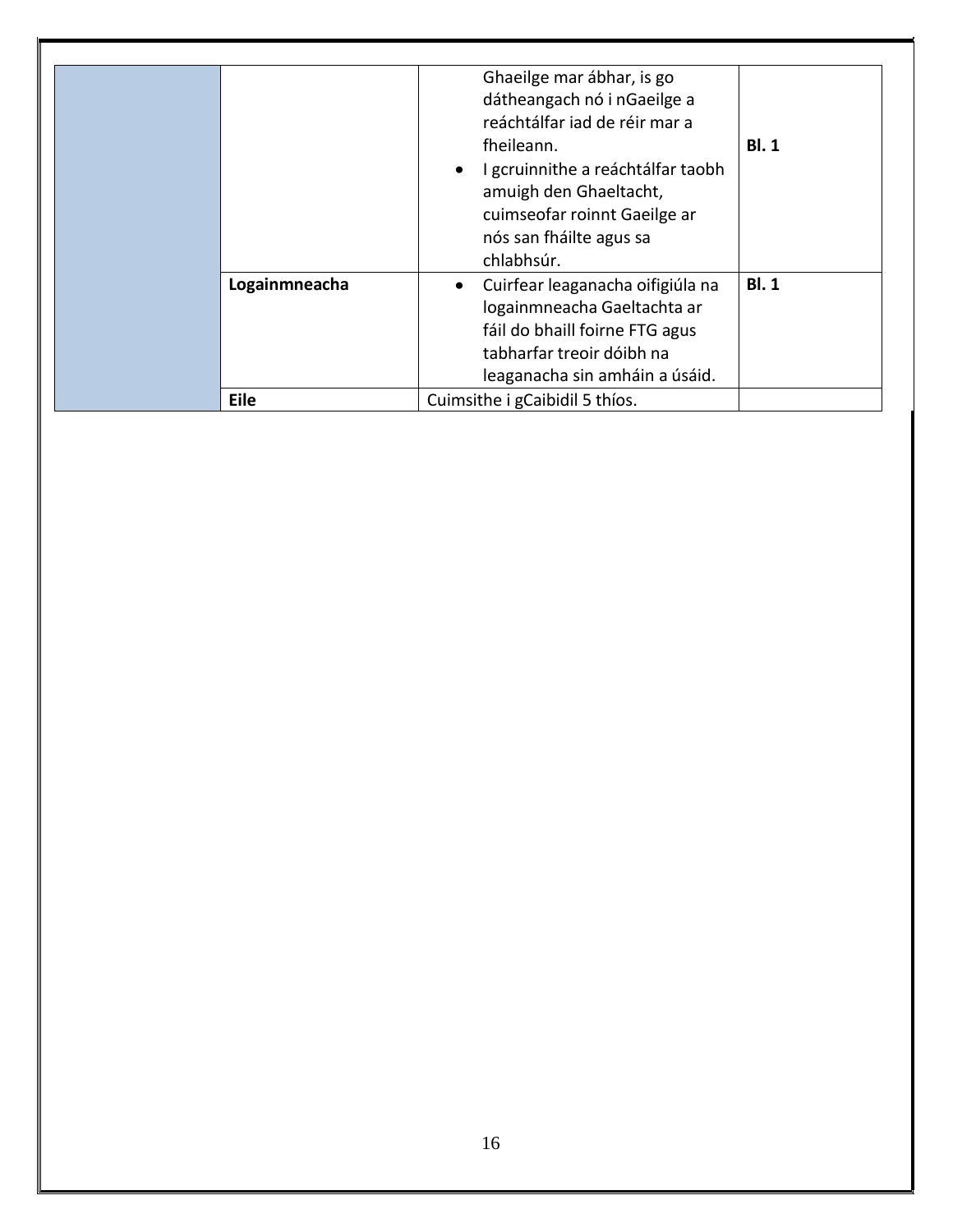|  |  |  |  |
|---|---|---|---|
|  |  | Ghaeilge mar ábhar, is go dátheangach nó i nGaeilge a reáchtálfar iad de réir mar a fheileann.<br>• I gcruinnithe a reáchtálfar taobh amuigh den Ghaeltacht, cuimseofar roinnt Gaeilge ar nós san fháilte agus sa chlabhsúr. | **Bl. 1** |
|  | **Logainmneacha** | • Cuirfear leaganacha oifigiúla na logainmneacha Gaeltachta ar fáil do bhaill foirne FTG agus tabharfar treoir dóibh na leaganacha sin amháin a úsáid. | **Bl. 1** |
|  | **Eile** | Cuimsithe i gCaibidil 5 thíos. |  |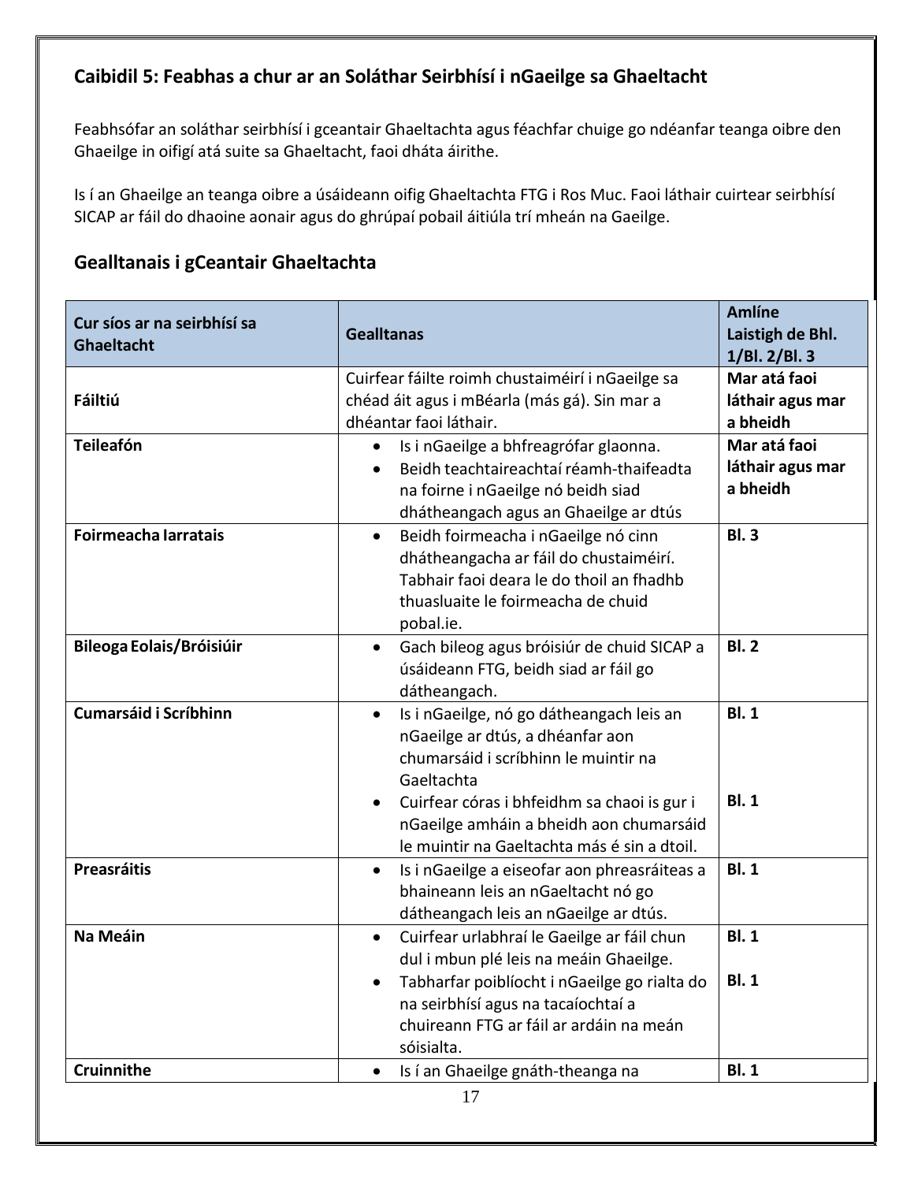## Caibidil 5: Feabhas a chur ar an Soláthar Seirbhísí i nGaeilge sa Ghaeltacht

Feabhsófar an soláthar seirbhísí i gceantair Ghaeltachta agus féachfar chuige go ndéanfar teanga oibre den Ghaeilge in oifigí atá suite sa Ghaeltacht, faoi dháta áirithe.

Is í an Ghaeilge an teanga oibre a úsáideann oifig Ghaeltachta FTG i Ros Muc. Faoi láthair cuirtear seirbhísí SICAP ar fáil do dhaoine aonair agus do ghrúpaí pobail áitiúla trí mheán na Gaeilge.

### Gealltanais i gCeantair Ghaeltachta

| Cur síos ar na seirbhísí sa Ghaeltacht | Gealltanas | Amlíne Laistigh de Bhl. 1/Bl. 2/Bl. 3 |
|---|---|---|
| **Fáiltiú** | Cuirfear fáilte roimh chustaiméirí i nGaeilge sa chéad áit agus i mBéarla (más gá). Sin mar a dhéantar faoi láthair. | **Mar atá faoi láthair agus mar a bheidh** |
| **Teileafón** | • Is i nGaeilge a bhfreagrófar glaonna.<br>• Beidh teachtaireachtaí réamh-thaifeadta na foirne i nGaeilge nó beidh siad dhátheangach agus an Ghaeilge ar dtús | **Mar atá faoi láthair agus mar a bheidh** |
| **Foirmeacha Iarratais** | • Beidh foirmeacha i nGaeilge nó cinn dhátheangacha ar fáil do chustaiméirí. Tabhair faoi deara le do thoil an fhadhb thuasluaite le foirmeacha de chuid pobal.ie. | **Bl. 3** |
| **Bileoga Eolais/Bróisiúir** | • Gach bileog agus bróisiúr de chuid SICAP a úsáideann FTG, beidh siad ar fáil go dátheangach. | **Bl. 2** |
| **Cumarsáid i Scríbhinn** | • Is i nGaeilge, nó go dátheangach leis an nGaeilge ar dtús, a dhéanfar aon chumarsáid i scríbhinn le muintir na Gaeltachta<br>• Cuirfear córas i bhfeidhm sa chaoi is gur i nGaeilge amháin a bheidh aon chumarsáid le muintir na Gaeltachta más é sin a dtoil. | **Bl. 1**<br><br>**Bl. 1** |
| **Preasráitis** | • Is i nGaeilge a eiseofar aon phreasráiteas a bhaineann leis an nGaeltacht nó go dátheangach leis an nGaeilge ar dtús. | **Bl. 1** |
| **Na Meáin** | • Cuirfear urlabhraí le Gaeilge ar fáil chun dul i mbun plé leis na meáin Ghaeilge.<br>• Tabharfar poiblíocht i nGaeilge go rialta do na seirbhísí agus na tacaíochtaí a chuireann FTG ar fáil ar ardáin na meán sóisialta. | **Bl. 1**<br><br>**Bl. 1** |
| **Cruinnithe** | • Is í an Ghaeilge gnáth-theanga na | **Bl. 1** |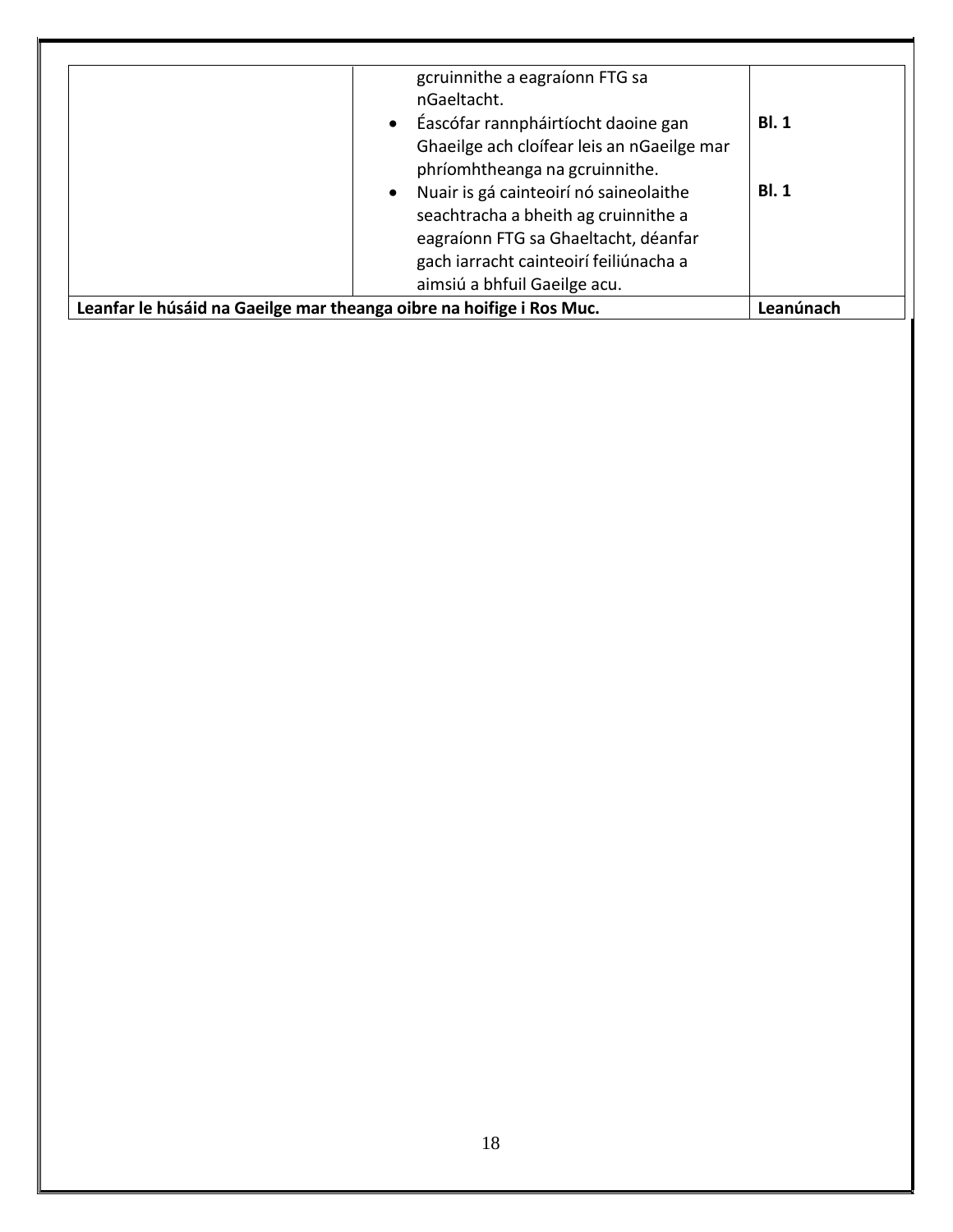| | | |
|---|---|---|
| | gcruinnithe a eagraíonn FTG sa nGaeltacht.<br>• Éascófar rannpháirtíocht daoine gan Ghaeilge ach cloífear leis an nGaeilge mar phríomhtheanga na gcruinnithe.<br>• Nuair is gá cainteoirí nó saineolaithe seachtracha a bheith ag cruinnithe a eagraíonn FTG sa Ghaeltacht, déanfar gach iarracht cainteoirí feiliúnacha a aimsiú a bhfuil Gaeilge acu. | **Bl. 1**<br><br>**Bl. 1** |
| **Leanfar le húsáid na Gaeilge mar theanga oibre na hoifige i Ros Muc.** | | **Leanúnach** |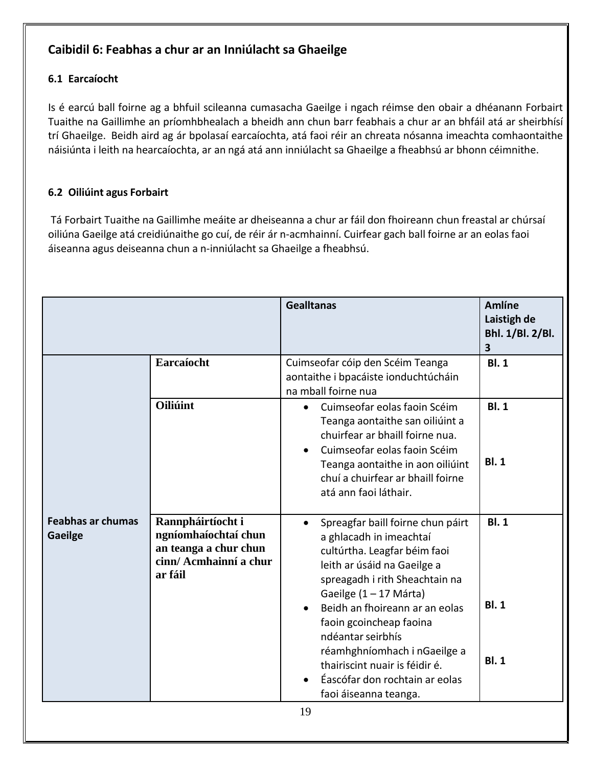## Caibidil 6: Feabhas a chur ar an Inniúlacht sa Ghaeilge

### 6.1 Earcaíocht

Is é earcú ball foirne ag a bhfuil scileanna cumasacha Gaeilge i ngach réimse den obair a dhéanann Forbairt Tuaithe na Gaillimhe an príomhbhealach a bheidh ann chun barr feabhais a chur ar an bhfáil atá ar sheirbhísí trí Ghaeilge. Beidh aird ag ár bpolasaí earcaíochta, atá faoi réir an chreata nósanna imeachta comhaontaithe náisiúnta i leith na hearcaíochta, ar an ngá atá ann inniúlacht sa Ghaeilge a fheabhsú ar bhonn céimnithe.

### 6.2 Oiliúint agus Forbairt

Tá Forbairt Tuaithe na Gaillimhe meáite ar dheiseanna a chur ar fáil don fhoireann chun freastal ar chúrsaí oiliúna Gaeilge atá creidiúnaithe go cuí, de réir ár n-acmhainní. Cuirfear gach ball foirne ar an eolas faoi áiseanna agus deiseanna chun a n-inniúlacht sa Ghaeilge a fheabhsú.

| | | Gealltanas | Amlíne Laistigh de Bhl. 1/Bl. 2/Bl. 3 |
|---|---|---|---|
| Feabhas ar chumas Gaeilge | **Earcaíocht** | Cuimseofar cóip den Scéim Teanga aontaithe i bpacáiste ionduchtúcháin na mball foirne nua | **Bl. 1** |
| | **Oiliúint** | • Cuimseofar eolas faoin Scéim Teanga aontaithe san oiliúint a chuirfear ar bhaill foirne nua.<br>• Cuimseofar eolas faoin Scéim Teanga aontaithe in aon oiliúint chuí a chuirfear ar bhaill foirne atá ann faoi láthair. | **Bl. 1**<br><br>**Bl. 1** |
| | **Rannpháirtíocht i ngníomhaíochtaí chun an teanga a chur chun cinn/ Acmhainní a chur ar fáil** | • Spreagfar baill foirne chun páirt a ghlacadh in imeachtaí cultúrtha. Leagfar béim faoi leith ar úsáid na Gaeilge a spreagadh i rith Sheachtain na Gaeilge (1 – 17 Márta)<br>• Beidh an fhoireann ar an eolas faoin gcoincheap faoina ndéantar seirbhís réamhghníomhach i nGaeilge a thairiscint nuair is féidir é.<br>• Éascófar don rochtain ar eolas faoi áiseanna teanga. | **Bl. 1**<br><br>**Bl. 1**<br><br>**Bl. 1** |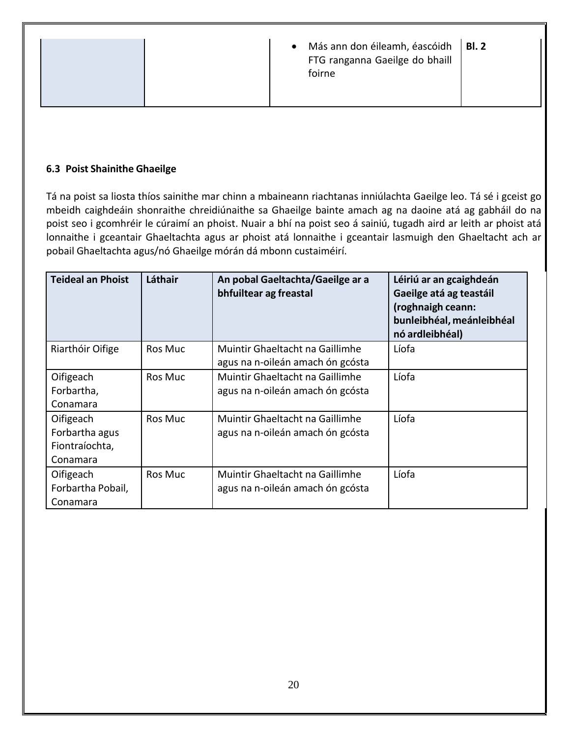| | | Más ann don éileamh, éascóidh FTG ranganna Gaeilge do bhaill foirne | **Bl. 2** |
|---|---|---|---|

**6.3 Poist Shainithe Ghaeilge**

Tá na poist sa liosta thíos sainithe mar chinn a mbaineann riachtanas inniúlachta Gaeilge leo. Tá sé i gceist go mbeidh caighdeáin shonraithe chreidiúnaithe sa Ghaeilge bainte amach ag na daoine atá ag gabháil do na poist seo i gcomhréir le cúraimí an phoist. Nuair a bhí na poist seo á sainiú, tugadh aird ar leith ar phoist atá lonnaithe i gceantair Ghaeltachta agus ar phoist atá lonnaithe i gceantair lasmuigh den Ghaeltacht ach ar pobail Ghaeltachta agus/nó Ghaeilge mórán dá mbonn custaiméirí.

| Teideal an Phoist | Láthair | An pobal Gaeltachta/Gaeilge ar a bhfuiltear ag freastal | Léiriú ar an gcaighdeán Gaeilge atá ag teastáil (roghnaigh ceann: bunleibhéal, meánleibhéal nó ardleibhéal) |
|---|---|---|---|
| Riarthóir Oifige | Ros Muc | Muintir Ghaeltacht na Gaillimhe agus na n-oileán amach ón gcósta | Líofa |
| Oifigeach Forbartha, Conamara | Ros Muc | Muintir Ghaeltacht na Gaillimhe agus na n-oileán amach ón gcósta | Líofa |
| Oifigeach Forbartha agus Fiontraíochta, Conamara | Ros Muc | Muintir Ghaeltacht na Gaillimhe agus na n-oileán amach ón gcósta | Líofa |
| Oifigeach Forbartha Pobail, Conamara | Ros Muc | Muintir Ghaeltacht na Gaillimhe agus na n-oileán amach ón gcósta | Líofa |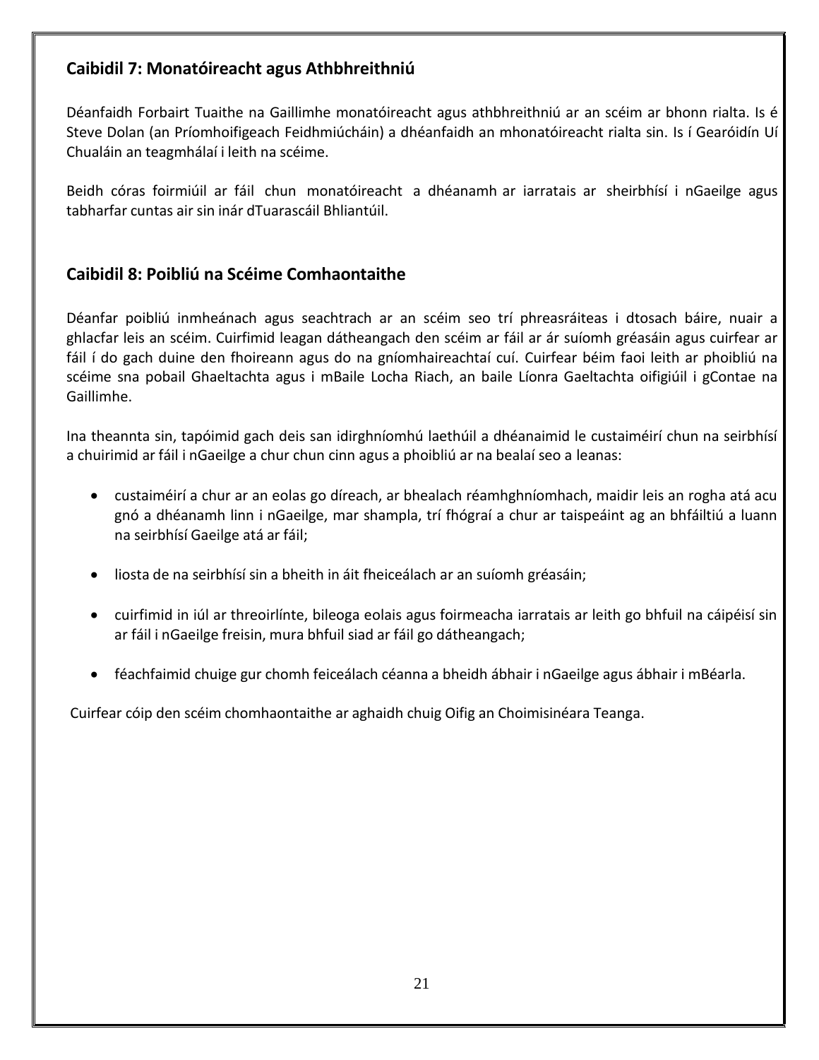## Caibidil 7: Monatóireacht agus Athbhreithniú

Déanfaidh Forbairt Tuaithe na Gaillimhe monatóireacht agus athbhreithniú ar an scéim ar bhonn rialta. Is é Steve Dolan (an Príomhoifigeach Feidhmiúcháin) a dhéanfaidh an mhonatóireacht rialta sin. Is í Gearóidín Uí Chualáin an teagmhálaí i leith na scéime.

Beidh córas foirmiúil ar fáil chun monatóireacht a dhéanamh ar iarratais ar sheirbhísí i nGaeilge agus tabharfar cuntas air sin inár dTuarascáil Bhliantúil.

## Caibidil 8: Poibliú na Scéime Comhaontaithe

Déanfar poibliú inmheánach agus seachtrach ar an scéim seo trí phreasráiteas i dtosach báire, nuair a ghlacfar leis an scéim. Cuirfimid leagan dátheangach den scéim ar fáil ar ár suíomh gréasáin agus cuirfear ar fáil í do gach duine den fhoireann agus do na gníomhaireachtaí cuí. Cuirfear béim faoi leith ar phoibliú na scéime sna pobail Ghaeltachta agus i mBaile Locha Riach, an baile Líonra Gaeltachta oifigiúil i gContae na Gaillimhe.

Ina theannta sin, tapóimid gach deis san idirghníomhú laethúil a dhéanaimid le custaiméirí chun na seirbhísí a chuirimid ar fáil i nGaeilge a chur chun cinn agus a phoibliú ar na bealaí seo a leanas:

- custaiméirí a chur ar an eolas go díreach, ar bhealach réamhghníomhach, maidir leis an rogha atá acu gnó a dhéanamh linn i nGaeilge, mar shampla, trí fhógraí a chur ar taispeáint ag an bhfáiltiú a luann na seirbhísí Gaeilge atá ar fáil;
- liosta de na seirbhísí sin a bheith in áit fheiceálach ar an suíomh gréasáin;
- cuirfimid in iúl ar threoirlínte, bileoga eolais agus foirmeacha iarratais ar leith go bhfuil na cáipéisí sin ar fáil i nGaeilge freisin, mura bhfuil siad ar fáil go dátheangach;
- féachfaimid chuige gur chomh feiceálach céanna a bheidh ábhair i nGaeilge agus ábhair i mBéarla.

Cuirfear cóip den scéim chomhaontaithe ar aghaidh chuig Oifig an Choimisinéara Teanga.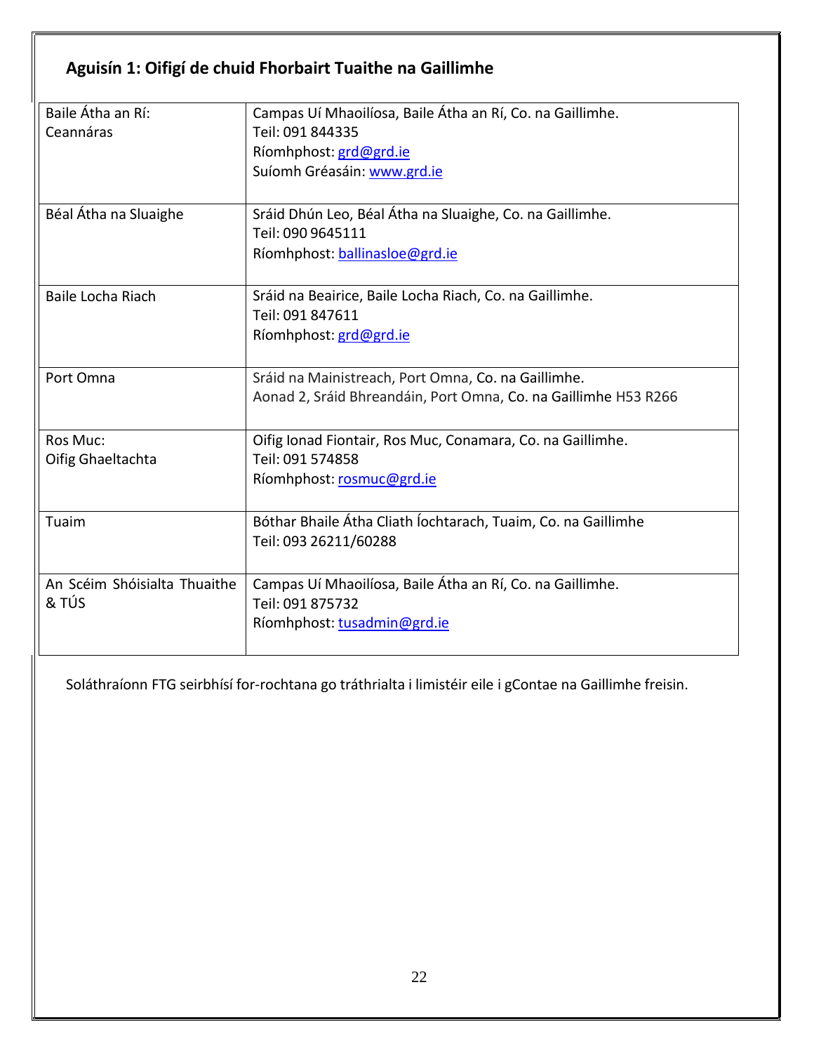## Aguisín 1: Oifigí de chuid Fhorbairt Tuaithe na Gaillimhe

| | |
|---|---|
| Baile Átha an Rí:<br>Ceannáras | Campas Uí Mhaoilíosa, Baile Átha an Rí, Co. na Gaillimhe.<br>Teil: 091 844335<br>Ríomhphost: grd@grd.ie<br>Suíomh Gréasáin: www.grd.ie |
| Béal Átha na Sluaighe | Sráid Dhún Leo, Béal Átha na Sluaighe, Co. na Gaillimhe.<br>Teil: 090 9645111<br>Ríomhphost: ballinasloe@grd.ie |
| Baile Locha Riach | Sráid na Beairice, Baile Locha Riach, Co. na Gaillimhe.<br>Teil: 091 847611<br>Ríomhphost: grd@grd.ie |
| Port Omna | Sráid na Mainistreach, Port Omna, Co. na Gaillimhe.<br>Aonad 2, Sráid Bhreandáin, Port Omna, Co. na Gaillimhe H53 R266 |
| Ros Muc:<br>Oifig Ghaeltachta | Oifig Ionad Fiontair, Ros Muc, Conamara, Co. na Gaillimhe.<br>Teil: 091 574858<br>Ríomhphost: rosmuc@grd.ie |
| Tuaim | Bóthar Bhaile Átha Cliath Íochtarach, Tuaim, Co. na Gaillimhe<br>Teil: 093 26211/60288 |
| An Scéim Shóisialta Thuaithe & TÚS | Campas Uí Mhaoilíosa, Baile Átha an Rí, Co. na Gaillimhe.<br>Teil: 091 875732<br>Ríomhphost: tusadmin@grd.ie |

Soláthraíonn FTG seirbhísí for-rochtana go tráthrialta i limistéir eile i gContae na Gaillimhe freisin.